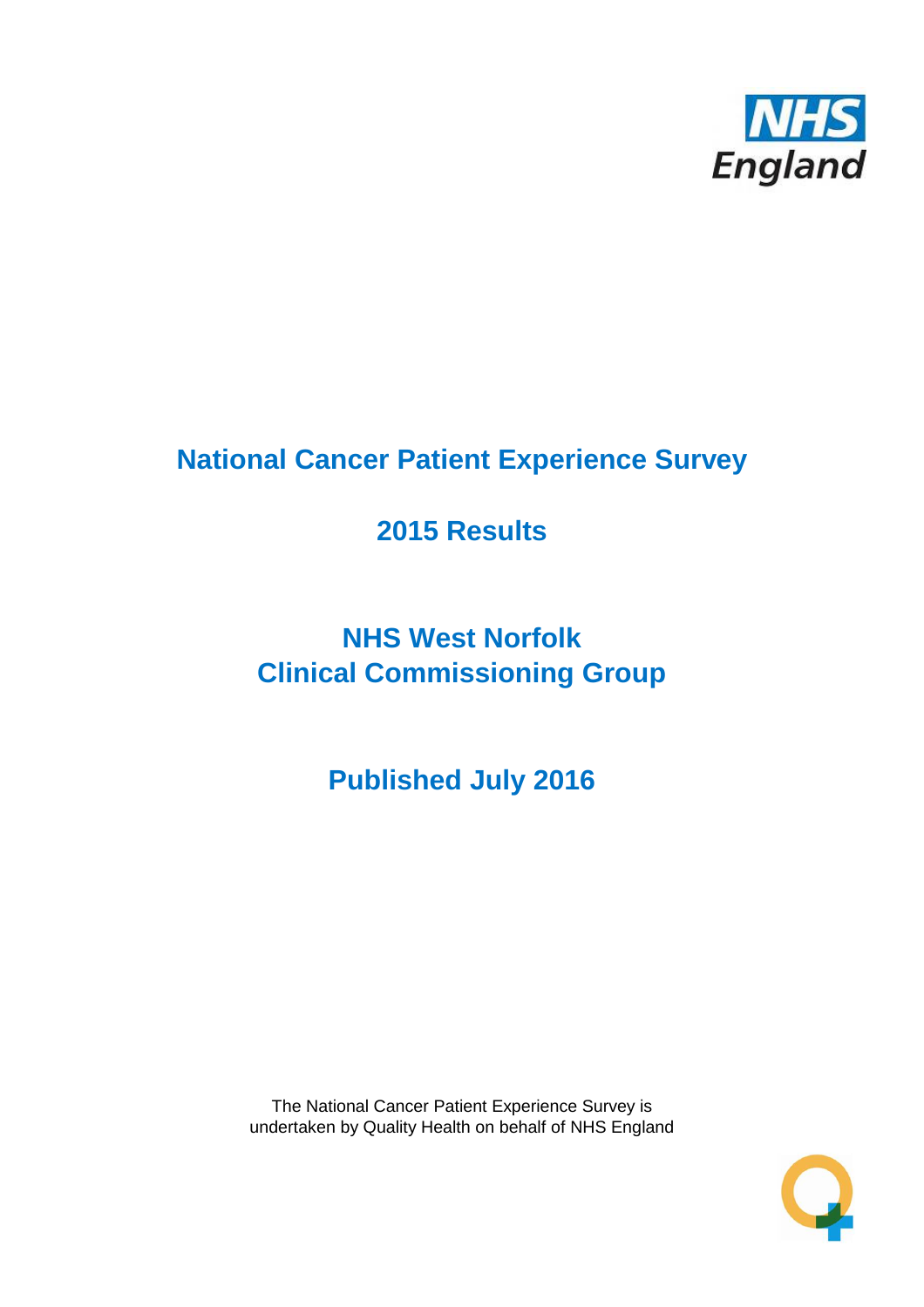# National Cancer Patient Experience Survey

## 2015 Results

## NHS West Norfolk
## Clinical Commissioning Group

## Published July 2016

The National Cancer Patient Experience Survey is undertaken by Quality Health on behalf of NHS England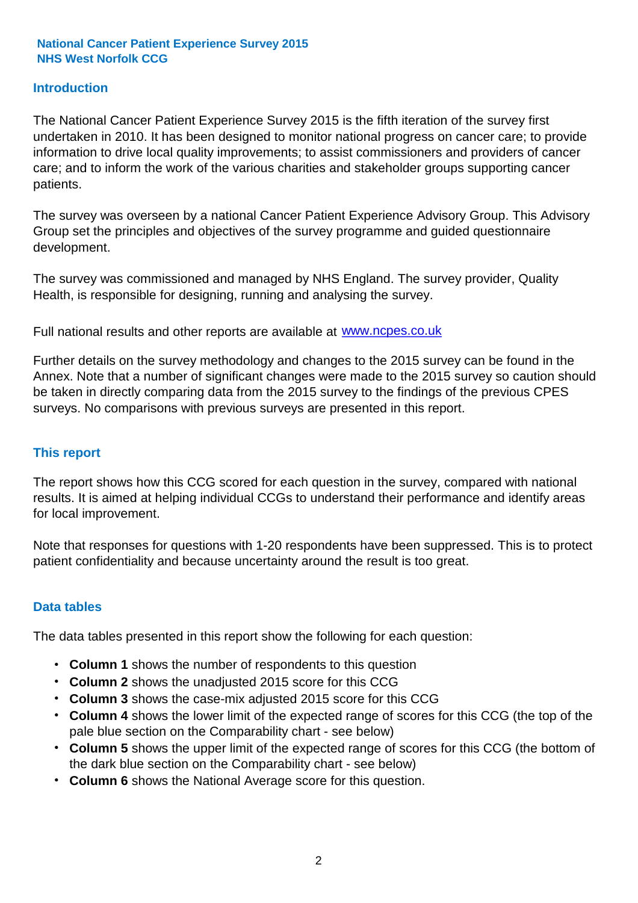**National Cancer Patient Experience Survey 2015**
**NHS West Norfolk CCG**

## Introduction

The National Cancer Patient Experience Survey 2015 is the fifth iteration of the survey first undertaken in 2010. It has been designed to monitor national progress on cancer care; to provide information to drive local quality improvements; to assist commissioners and providers of cancer care; and to inform the work of the various charities and stakeholder groups supporting cancer patients.

The survey was overseen by a national Cancer Patient Experience Advisory Group. This Advisory Group set the principles and objectives of the survey programme and guided questionnaire development.

The survey was commissioned and managed by NHS England. The survey provider, Quality Health, is responsible for designing, running and analysing the survey.

Full national results and other reports are available at [www.ncpes.co.uk](http://www.ncpes.co.uk)

Further details on the survey methodology and changes to the 2015 survey can be found in the Annex. Note that a number of significant changes were made to the 2015 survey so caution should be taken in directly comparing data from the 2015 survey to the findings of the previous CPES surveys. No comparisons with previous surveys are presented in this report.

## This report

The report shows how this CCG scored for each question in the survey, compared with national results. It is aimed at helping individual CCGs to understand their performance and identify areas for local improvement.

Note that responses for questions with 1-20 respondents have been suppressed. This is to protect patient confidentiality and because uncertainty around the result is too great.

## Data tables

The data tables presented in this report show the following for each question:

- **Column 1** shows the number of respondents to this question
- **Column 2** shows the unadjusted 2015 score for this CCG
- **Column 3** shows the case-mix adjusted 2015 score for this CCG
- **Column 4** shows the lower limit of the expected range of scores for this CCG (the top of the pale blue section on the Comparability chart - see below)
- **Column 5** shows the upper limit of the expected range of scores for this CCG (the bottom of the dark blue section on the Comparability chart - see below)
- **Column 6** shows the National Average score for this question.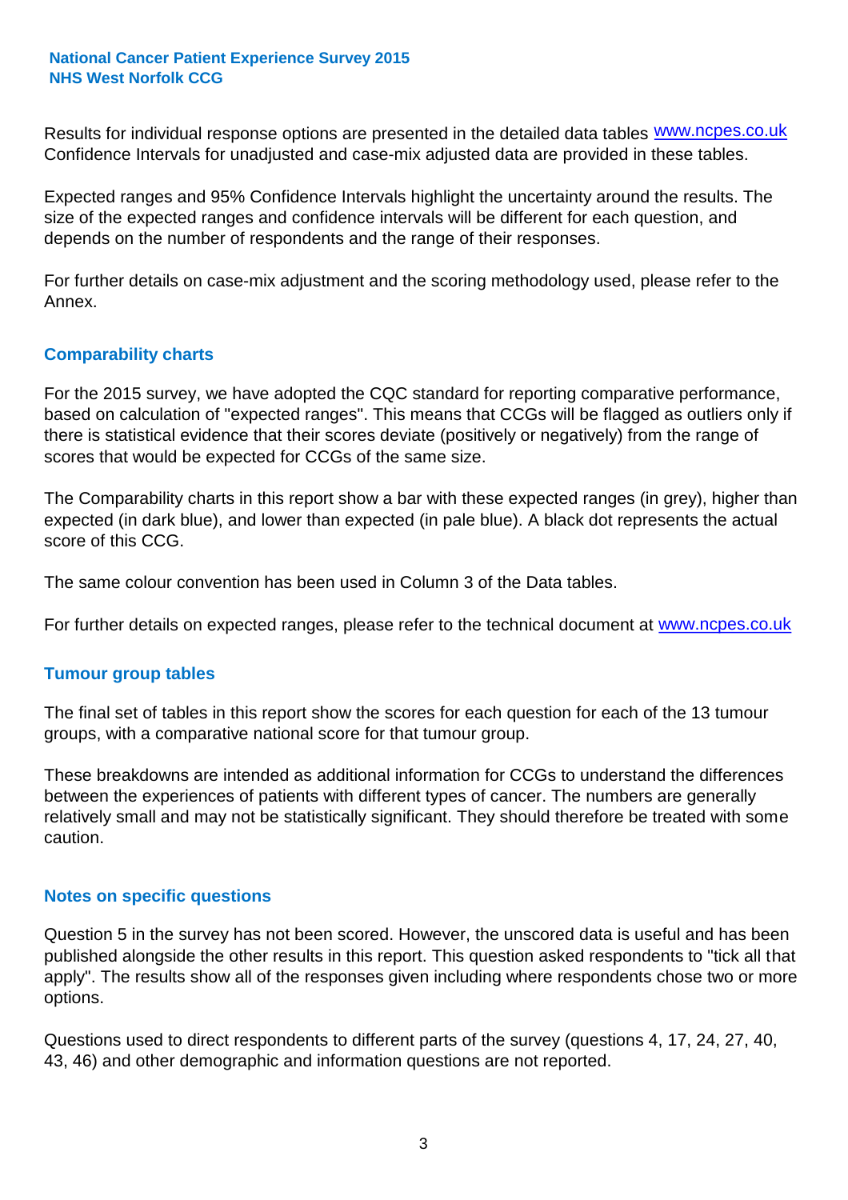Results for individual response options are presented in the detailed data tables www.ncpes.co.uk Confidence Intervals for unadjusted and case-mix adjusted data are provided in these tables.

Expected ranges and 95% Confidence Intervals highlight the uncertainty around the results. The size of the expected ranges and confidence intervals will be different for each question, and depends on the number of respondents and the range of their responses.

For further details on case-mix adjustment and the scoring methodology used, please refer to the Annex.

## Comparability charts

For the 2015 survey, we have adopted the CQC standard for reporting comparative performance, based on calculation of "expected ranges". This means that CCGs will be flagged as outliers only if there is statistical evidence that their scores deviate (positively or negatively) from the range of scores that would be expected for CCGs of the same size.

The Comparability charts in this report show a bar with these expected ranges (in grey), higher than expected (in dark blue), and lower than expected (in pale blue). A black dot represents the actual score of this CCG.

The same colour convention has been used in Column 3 of the Data tables.

For further details on expected ranges, please refer to the technical document at www.ncpes.co.uk

## Tumour group tables

The final set of tables in this report show the scores for each question for each of the 13 tumour groups, with a comparative national score for that tumour group.

These breakdowns are intended as additional information for CCGs to understand the differences between the experiences of patients with different types of cancer. The numbers are generally relatively small and may not be statistically significant. They should therefore be treated with some caution.

## Notes on specific questions

Question 5 in the survey has not been scored. However, the unscored data is useful and has been published alongside the other results in this report. This question asked respondents to "tick all that apply". The results show all of the responses given including where respondents chose two or more options.

Questions used to direct respondents to different parts of the survey (questions 4, 17, 24, 27, 40, 43, 46) and other demographic and information questions are not reported.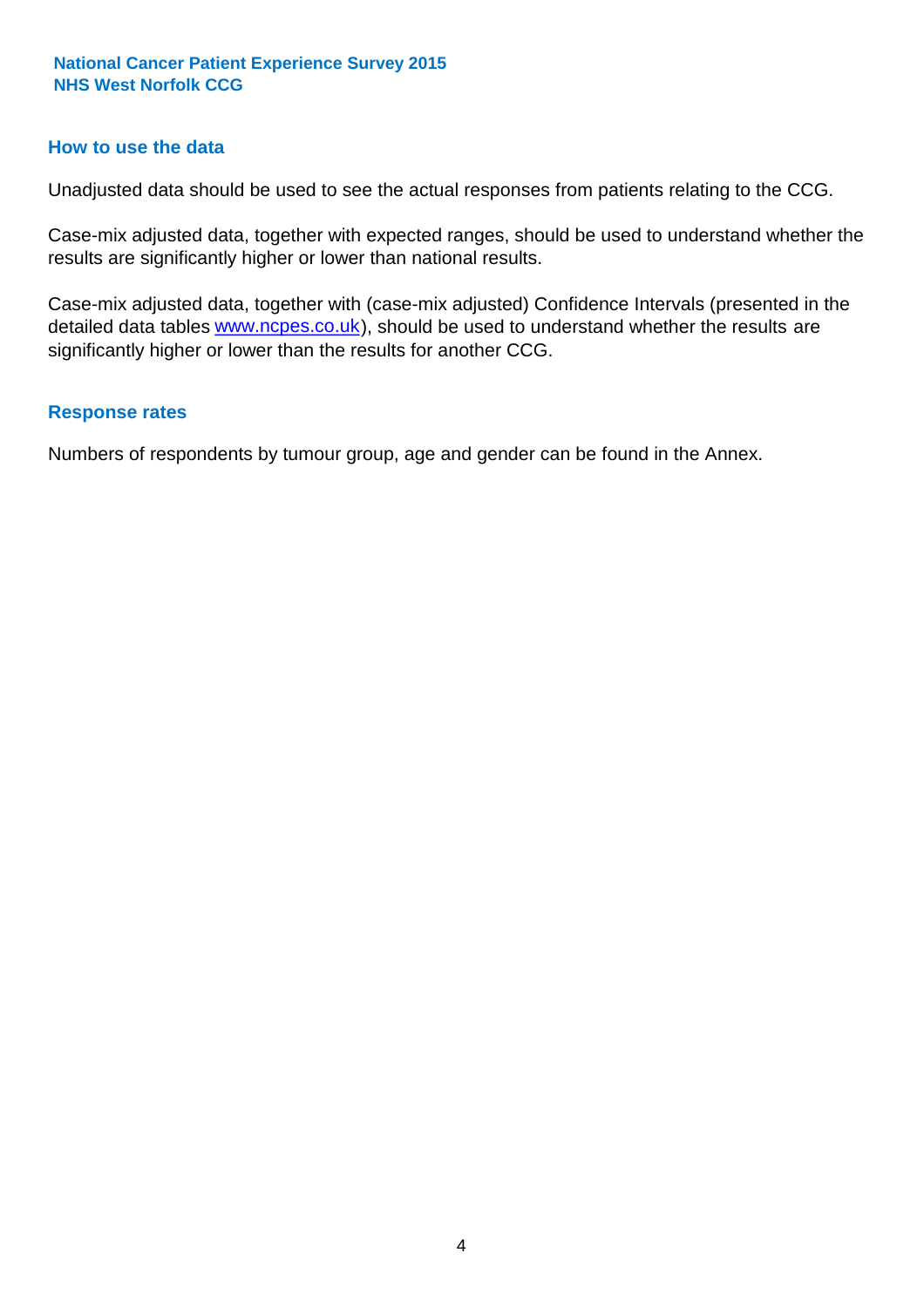## How to use the data

Unadjusted data should be used to see the actual responses from patients relating to the CCG.

Case-mix adjusted data, together with expected ranges, should be used to understand whether the results are significantly higher or lower than national results.

Case-mix adjusted data, together with (case-mix adjusted) Confidence Intervals (presented in the detailed data tables www.ncpes.co.uk), should be used to understand whether the results are significantly higher or lower than the results for another CCG.

## Response rates

Numbers of respondents by tumour group, age and gender can be found in the Annex.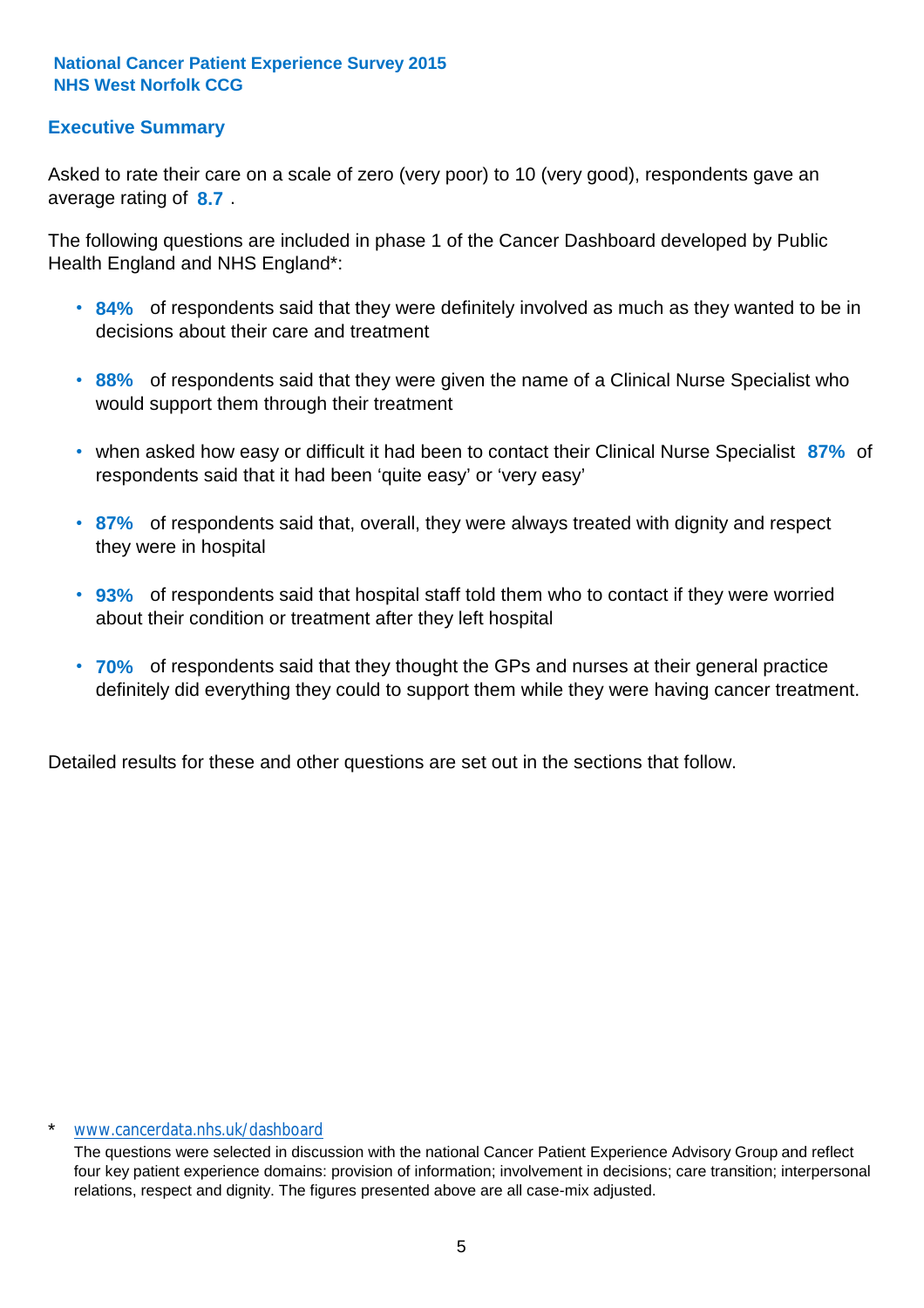**National Cancer Patient Experience Survey 2015**
**NHS West Norfolk CCG**

## Executive Summary

Asked to rate their care on a scale of zero (very poor) to 10 (very good), respondents gave an average rating of **8.7** .

The following questions are included in phase 1 of the Cancer Dashboard developed by Public Health England and NHS England*:

- **84%** of respondents said that they were definitely involved as much as they wanted to be in decisions about their care and treatment
- **88%** of respondents said that they were given the name of a Clinical Nurse Specialist who would support them through their treatment
- when asked how easy or difficult it had been to contact their Clinical Nurse Specialist **87%** of respondents said that it had been 'quite easy' or 'very easy'
- **87%** of respondents said that, overall, they were always treated with dignity and respect they were in hospital
- **93%** of respondents said that hospital staff told them who to contact if they were worried about their condition or treatment after they left hospital
- **70%** of respondents said that they thought the GPs and nurses at their general practice definitely did everything they could to support them while they were having cancer treatment.

Detailed results for these and other questions are set out in the sections that follow.

\* www.cancerdata.nhs.uk/dashboard

The questions were selected in discussion with the national Cancer Patient Experience Advisory Group and reflect four key patient experience domains: provision of information; involvement in decisions; care transition; interpersonal relations, respect and dignity. The figures presented above are all case-mix adjusted.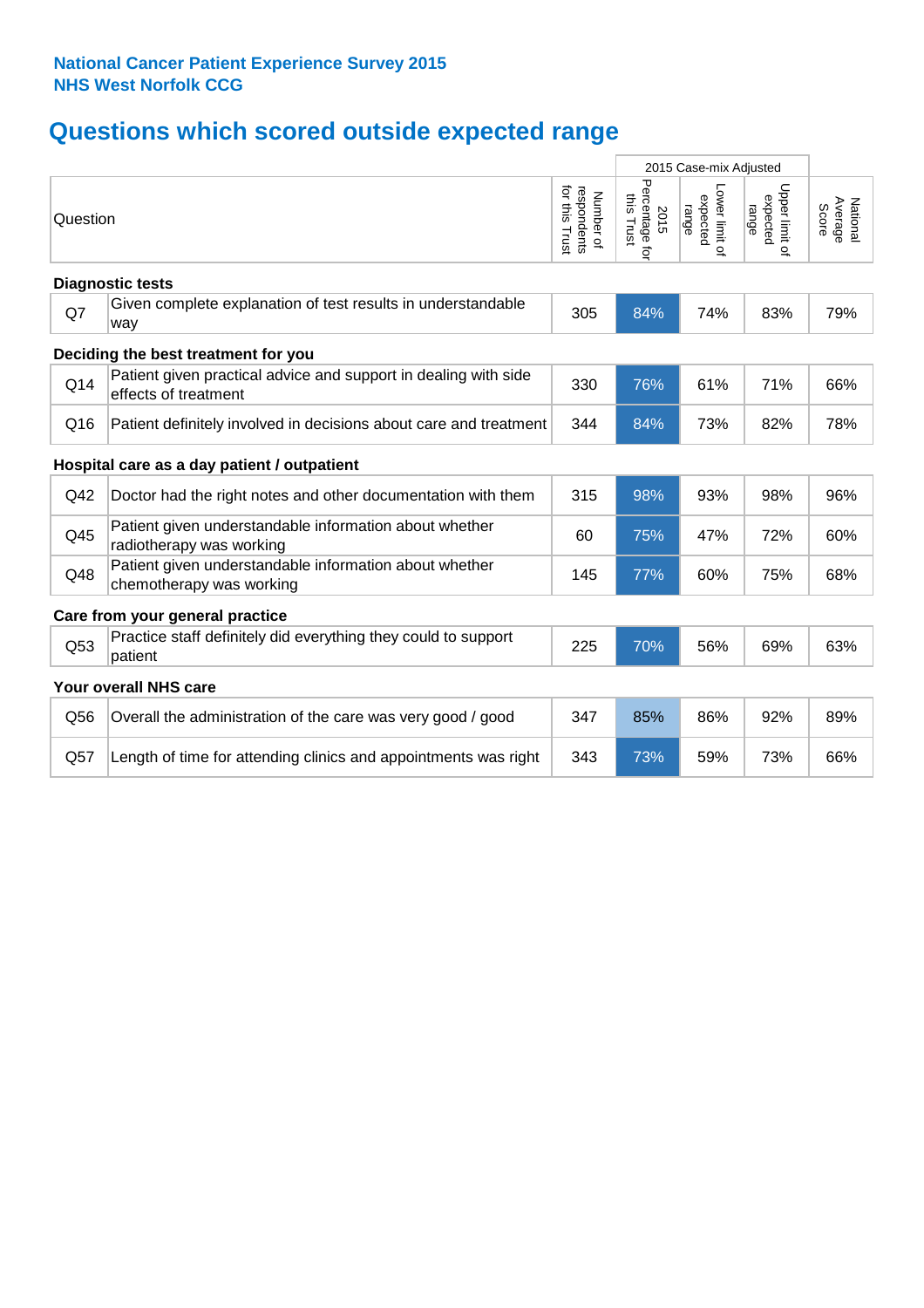**National Cancer Patient Experience Survey 2015**
**NHS West Norfolk CCG**

## Questions which scored outside expected range

| | Question | Number of respondents for this Trust | 2015 Case-mix Adjusted | | | National Average Score |
|---|---|---|---|---|---|---|
| | | | 2015 Percentage for this Trust | Lower limit of expected range | Upper limit of expected range | |
| **Diagnostic tests** | | | | | | |
| Q7 | Given complete explanation of test results in understandable way | 305 | 84% | 74% | 83% | 79% |
| **Deciding the best treatment for you** | | | | | | |
| Q14 | Patient given practical advice and support in dealing with side effects of treatment | 330 | 76% | 61% | 71% | 66% |
| Q16 | Patient definitely involved in decisions about care and treatment | 344 | 84% | 73% | 82% | 78% |
| **Hospital care as a day patient / outpatient** | | | | | | |
| Q42 | Doctor had the right notes and other documentation with them | 315 | 98% | 93% | 98% | 96% |
| Q45 | Patient given understandable information about whether radiotherapy was working | 60 | 75% | 47% | 72% | 60% |
| Q48 | Patient given understandable information about whether chemotherapy was working | 145 | 77% | 60% | 75% | 68% |
| **Care from your general practice** | | | | | | |
| Q53 | Practice staff definitely did everything they could to support patient | 225 | 70% | 56% | 69% | 63% |
| **Your overall NHS care** | | | | | | |
| Q56 | Overall the administration of the care was very good / good | 347 | 85% | 86% | 92% | 89% |
| Q57 | Length of time for attending clinics and appointments was right | 343 | 73% | 59% | 73% | 66% |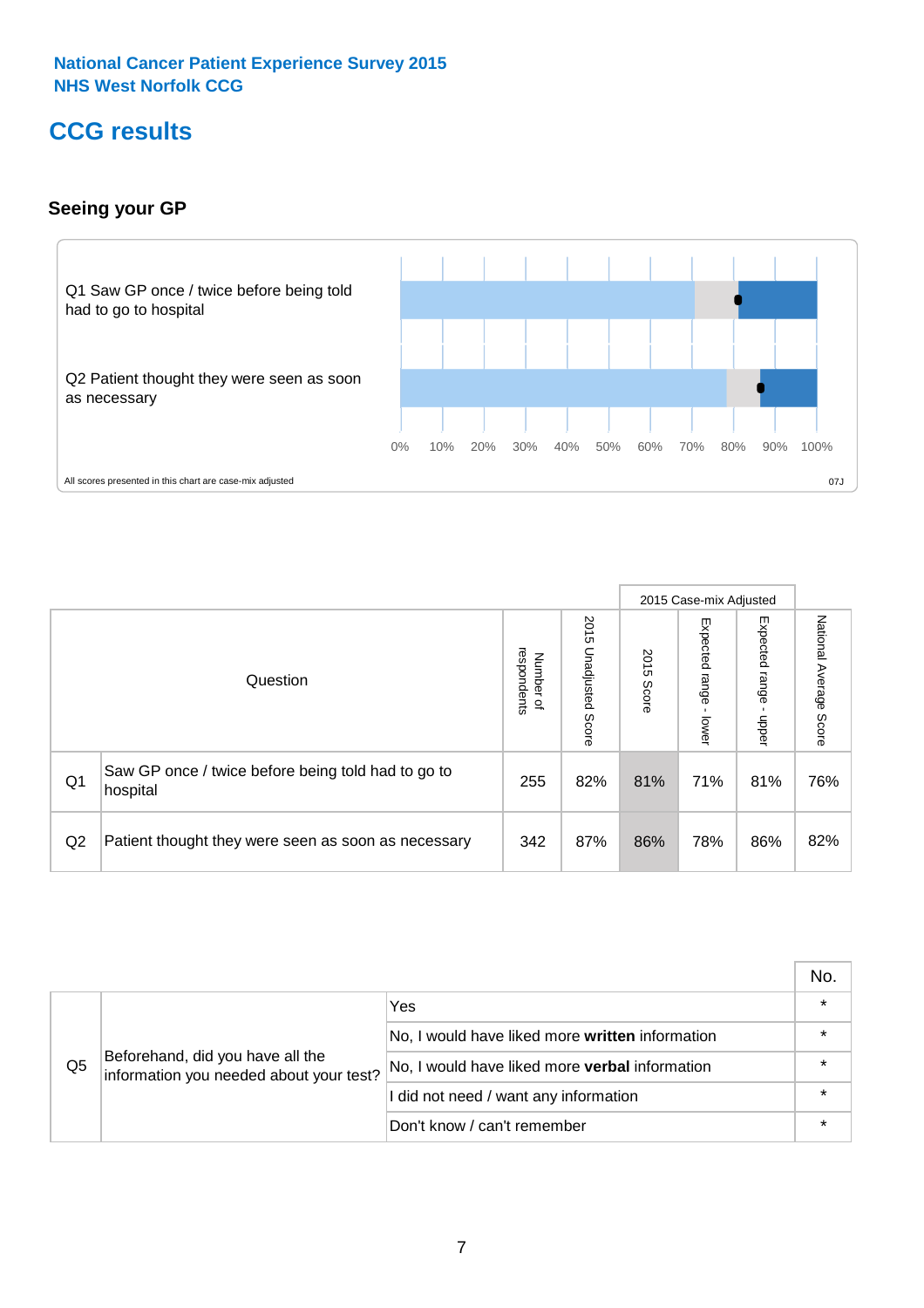National Cancer Patient Experience Survey 2015
NHS West Norfolk CCG

# CCG results

## Seeing your GP

Q1 Saw GP once / twice before being told had to go to hospital

Q2 Patient thought they were seen as soon as necessary

0% 10% 20% 30% 40% 50% 60% 70% 80% 90% 100%

All scores presented in this chart are case-mix adjusted

07J

| | Question | Number of respondents | 2015 Unadjusted Score | 2015 Case-mix Adjusted: 2015 Score | 2015 Case-mix Adjusted: Expected range - lower | 2015 Case-mix Adjusted: Expected range - upper | National Average Score |
|---|---|---|---|---|---|---|---|
| Q1 | Saw GP once / twice before being told had to go to hospital | 255 | 82% | 81% | 71% | 81% | 76% |
| Q2 | Patient thought they were seen as soon as necessary | 342 | 87% | 86% | 78% | 86% | 82% |

| | | | No. |
|---|---|---|---|
| Q5 | Beforehand, did you have all the information you needed about your test? | Yes | * |
| | | No, I would have liked more **written** information | * |
| | | No, I would have liked more **verbal** information | * |
| | | I did not need / want any information | * |
| | | Don't know / can't remember | * |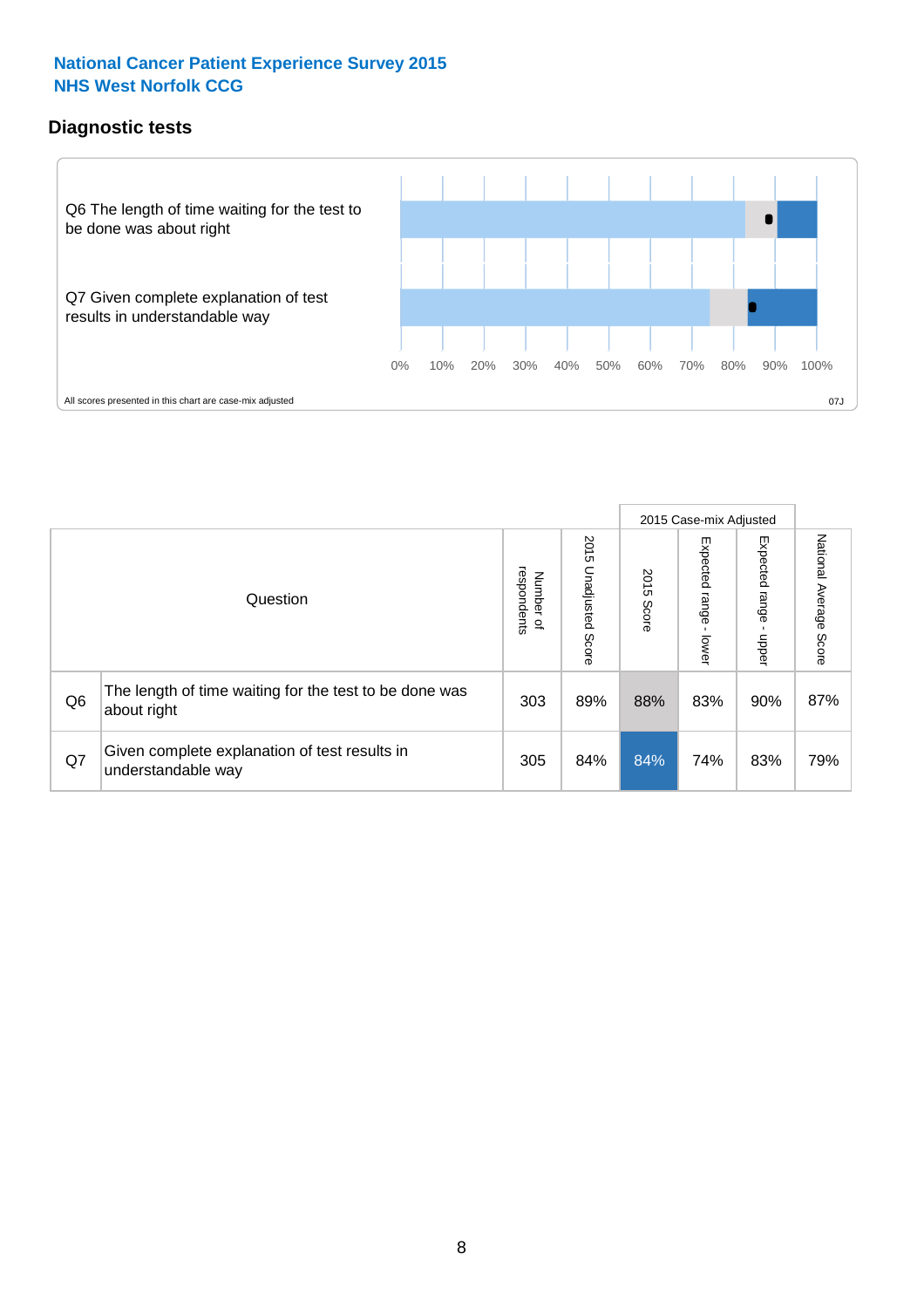National Cancer Patient Experience Survey 2015
NHS West Norfolk CCG

## Diagnostic tests

Q6 The length of time waiting for the test to be done was about right

Q7 Given complete explanation of test results in understandable way

0% 10% 20% 30% 40% 50% 60% 70% 80% 90% 100%

All scores presented in this chart are case-mix adjusted

07J

| | Question | Number of respondents | 2015 Unadjusted Score | 2015 Case-mix Adjusted: 2015 Score | 2015 Case-mix Adjusted: Expected range - lower | 2015 Case-mix Adjusted: Expected range - upper | National Average Score |
|---|---|---|---|---|---|---|---|
| Q6 | The length of time waiting for the test to be done was about right | 303 | 89% | 88% | 83% | 90% | 87% |
| Q7 | Given complete explanation of test results in understandable way | 305 | 84% | 84% | 74% | 83% | 79% |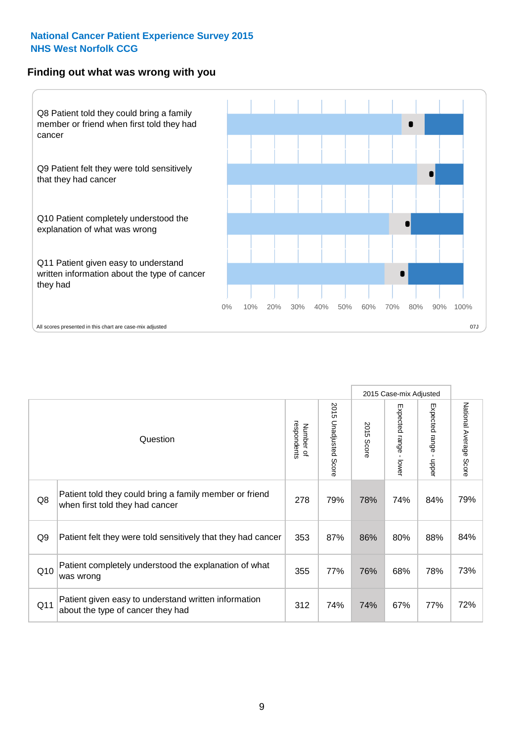National Cancer Patient Experience Survey 2015
NHS West Norfolk CCG

## Finding out what was wrong with you

Q8 Patient told they could bring a family member or friend when first told they had cancer

Q9 Patient felt they were told sensitively that they had cancer

Q10 Patient completely understood the explanation of what was wrong

Q11 Patient given easy to understand written information about the type of cancer they had

0% 10% 20% 30% 40% 50% 60% 70% 80% 90% 100%

All scores presented in this chart are case-mix adjusted

07J

| | Question | Number of respondents | 2015 Unadjusted Score | 2015 Case-mix Adjusted | | | National Average Score |
|---|---|---|---|---|---|---|---|
| | | | | 2015 Score | Expected range - lower | Expected range - upper | |
| Q8 | Patient told they could bring a family member or friend when first told they had cancer | 278 | 79% | 78% | 74% | 84% | 79% |
| Q9 | Patient felt they were told sensitively that they had cancer | 353 | 87% | 86% | 80% | 88% | 84% |
| Q10 | Patient completely understood the explanation of what was wrong | 355 | 77% | 76% | 68% | 78% | 73% |
| Q11 | Patient given easy to understand written information about the type of cancer they had | 312 | 74% | 74% | 67% | 77% | 72% |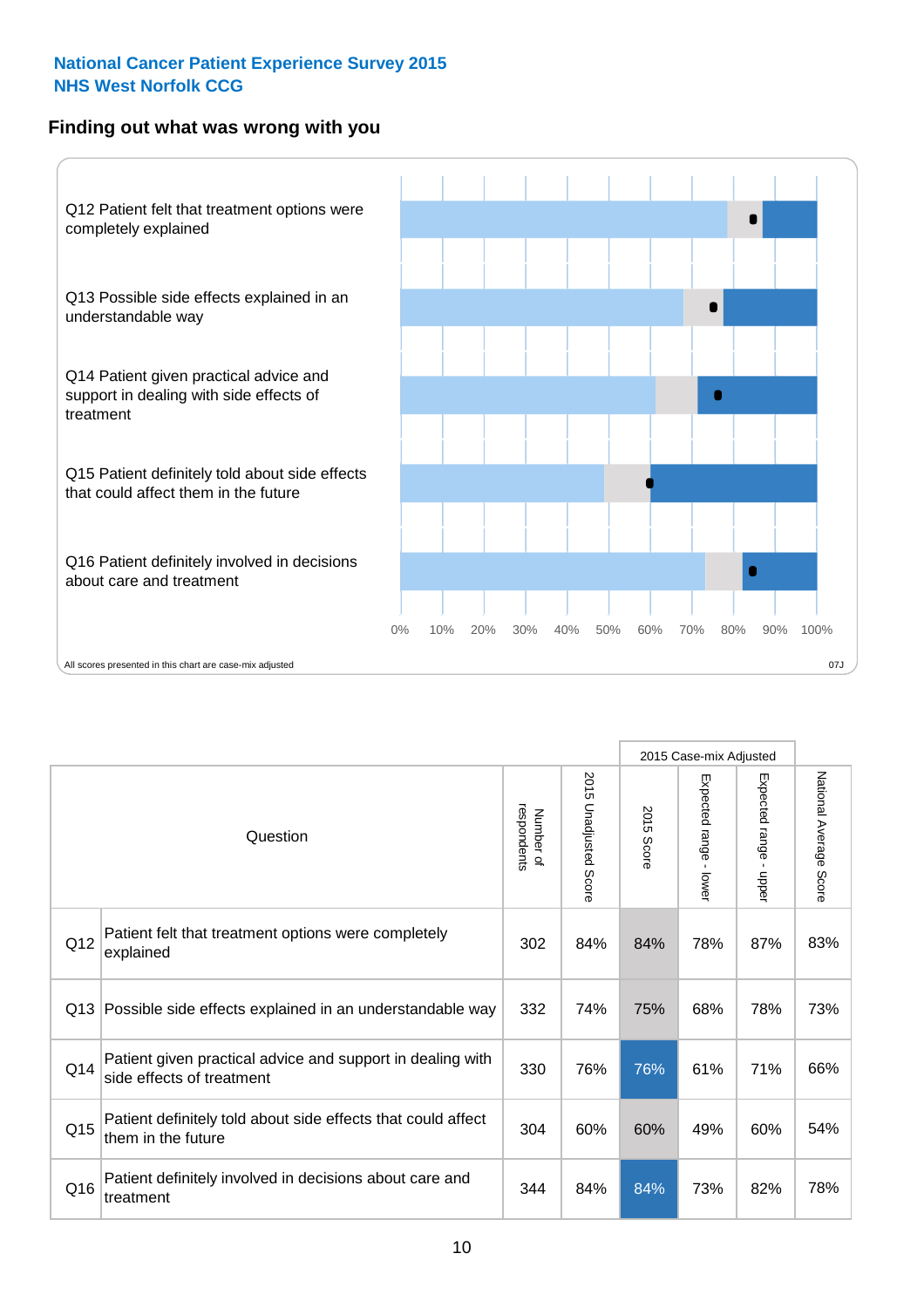**National Cancer Patient Experience Survey 2015**
**NHS West Norfolk CCG**

## Finding out what was wrong with you

Q12 Patient felt that treatment options were completely explained

Q13 Possible side effects explained in an understandable way

Q14 Patient given practical advice and support in dealing with side effects of treatment

Q15 Patient definitely told about side effects that could affect them in the future

Q16 Patient definitely involved in decisions about care and treatment

0% 10% 20% 30% 40% 50% 60% 70% 80% 90% 100%

All scores presented in this chart are case-mix adjusted

07J

| | Question | Number of respondents | 2015 Unadjusted Score | 2015 Case-mix Adjusted: 2015 Score | 2015 Case-mix Adjusted: Expected range - lower | 2015 Case-mix Adjusted: Expected range - upper | National Average Score |
|---|---|---|---|---|---|---|---|
| Q12 | Patient felt that treatment options were completely explained | 302 | 84% | 84% | 78% | 87% | 83% |
| Q13 | Possible side effects explained in an understandable way | 332 | 74% | 75% | 68% | 78% | 73% |
| Q14 | Patient given practical advice and support in dealing with side effects of treatment | 330 | 76% | 76% | 61% | 71% | 66% |
| Q15 | Patient definitely told about side effects that could affect them in the future | 304 | 60% | 60% | 49% | 60% | 54% |
| Q16 | Patient definitely involved in decisions about care and treatment | 344 | 84% | 84% | 73% | 82% | 78% |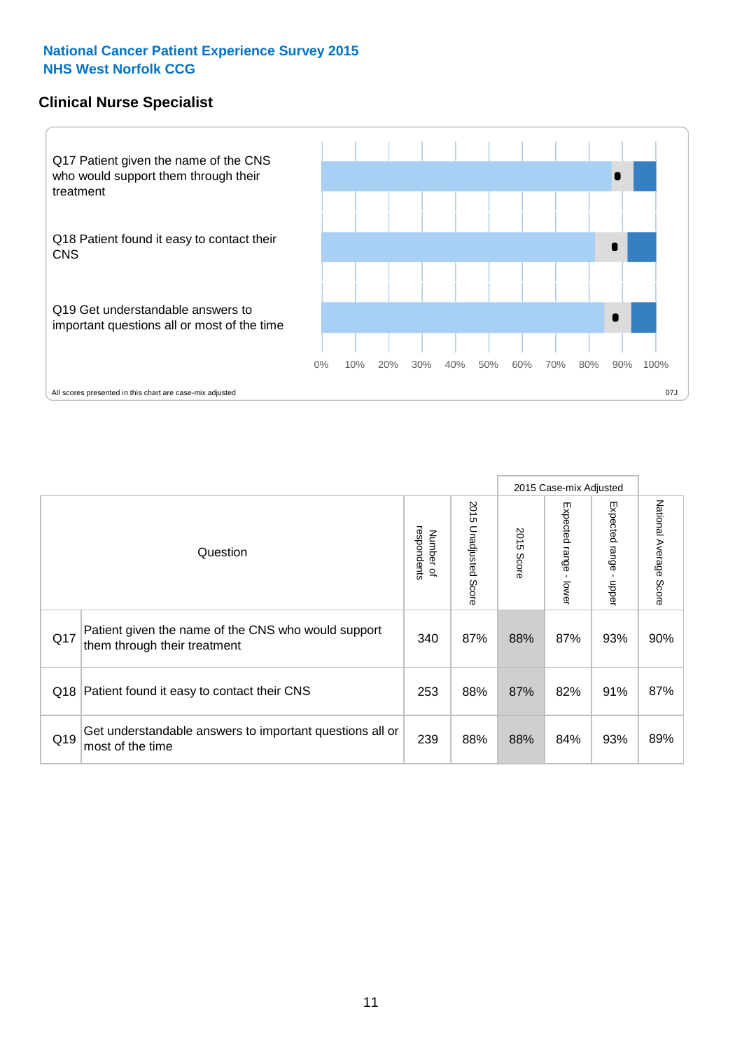**National Cancer Patient Experience Survey 2015**
**NHS West Norfolk CCG**

## Clinical Nurse Specialist

Q17 Patient given the name of the CNS who would support them through their treatment

Q18 Patient found it easy to contact their CNS

Q19 Get understandable answers to important questions all or most of the time

0% 10% 20% 30% 40% 50% 60% 70% 80% 90% 100%

All scores presented in this chart are case-mix adjusted

07J

| | Question | Number of respondents | 2015 Unadjusted Score | 2015 Case-mix Adjusted | | | National Average Score |
|---|---|---|---|---|---|---|---|
| | | | | 2015 Score | Expected range - lower | Expected range - upper | |
| Q17 | Patient given the name of the CNS who would support them through their treatment | 340 | 87% | 88% | 87% | 93% | 90% |
| Q18 | Patient found it easy to contact their CNS | 253 | 88% | 87% | 82% | 91% | 87% |
| Q19 | Get understandable answers to important questions all or most of the time | 239 | 88% | 88% | 84% | 93% | 89% |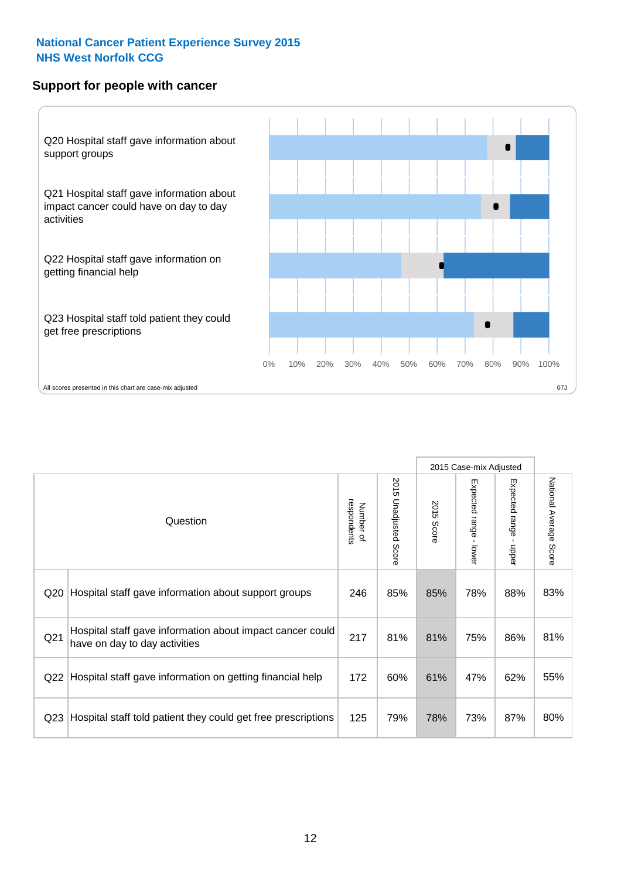**National Cancer Patient Experience Survey 2015**
**NHS West Norfolk CCG**

## Support for people with cancer

Q20 Hospital staff gave information about support groups

Q21 Hospital staff gave information about impact cancer could have on day to day activities

Q22 Hospital staff gave information on getting financial help

Q23 Hospital staff told patient they could get free prescriptions

0% 10% 20% 30% 40% 50% 60% 70% 80% 90% 100%

All scores presented in this chart are case-mix adjusted

07J

| Question | | Number of respondents | 2015 Unadjusted Score | 2015 Case-mix Adjusted | | | National Average Score |
|---|---|---|---|---|---|---|---|
| | | | | 2015 Score | Expected range - lower | Expected range - upper | |
| Q20 | Hospital staff gave information about support groups | 246 | 85% | 85% | 78% | 88% | 83% |
| Q21 | Hospital staff gave information about impact cancer could have on day to day activities | 217 | 81% | 81% | 75% | 86% | 81% |
| Q22 | Hospital staff gave information on getting financial help | 172 | 60% | 61% | 47% | 62% | 55% |
| Q23 | Hospital staff told patient they could get free prescriptions | 125 | 79% | 78% | 73% | 87% | 80% |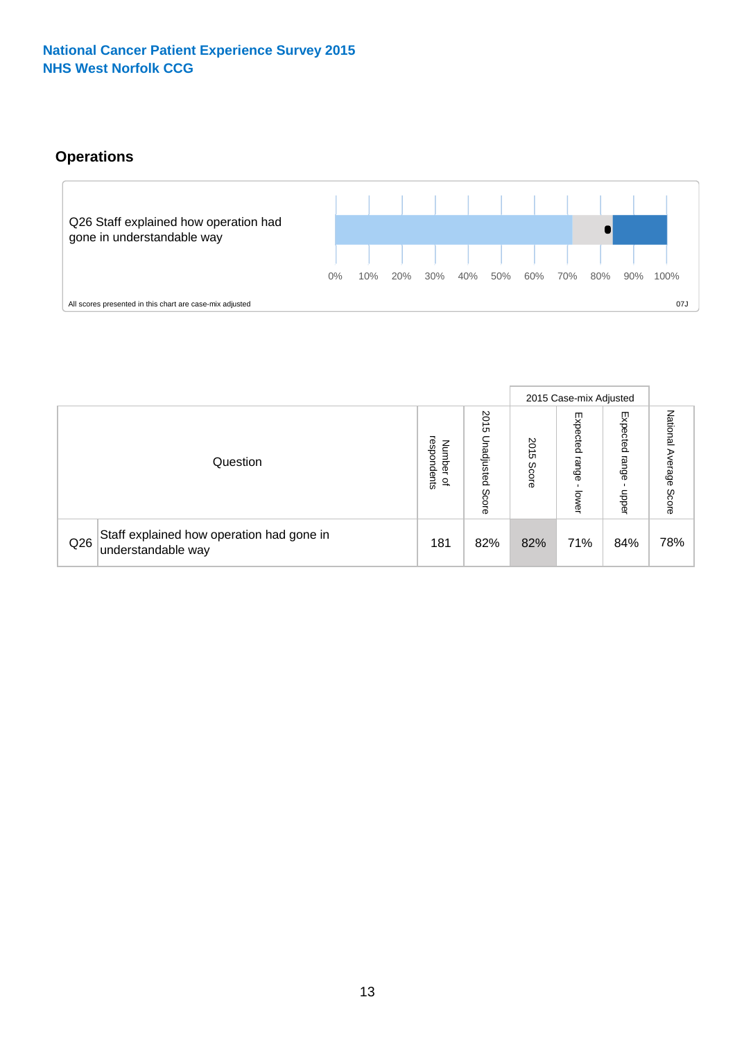National Cancer Patient Experience Survey 2015
NHS West Norfolk CCG

## Operations

Q26 Staff explained how operation had gone in understandable way

0% 10% 20% 30% 40% 50% 60% 70% 80% 90% 100%

All scores presented in this chart are case-mix adjusted

07J

| | Question | Number of respondents | 2015 Unadjusted Score | 2015 Case-mix Adjusted | | | National Average Score |
|---|---|---|---|---|---|---|---|
| | | | | 2015 Score | Expected range - lower | Expected range - upper | |
| Q26 | Staff explained how operation had gone in understandable way | 181 | 82% | 82% | 71% | 84% | 78% |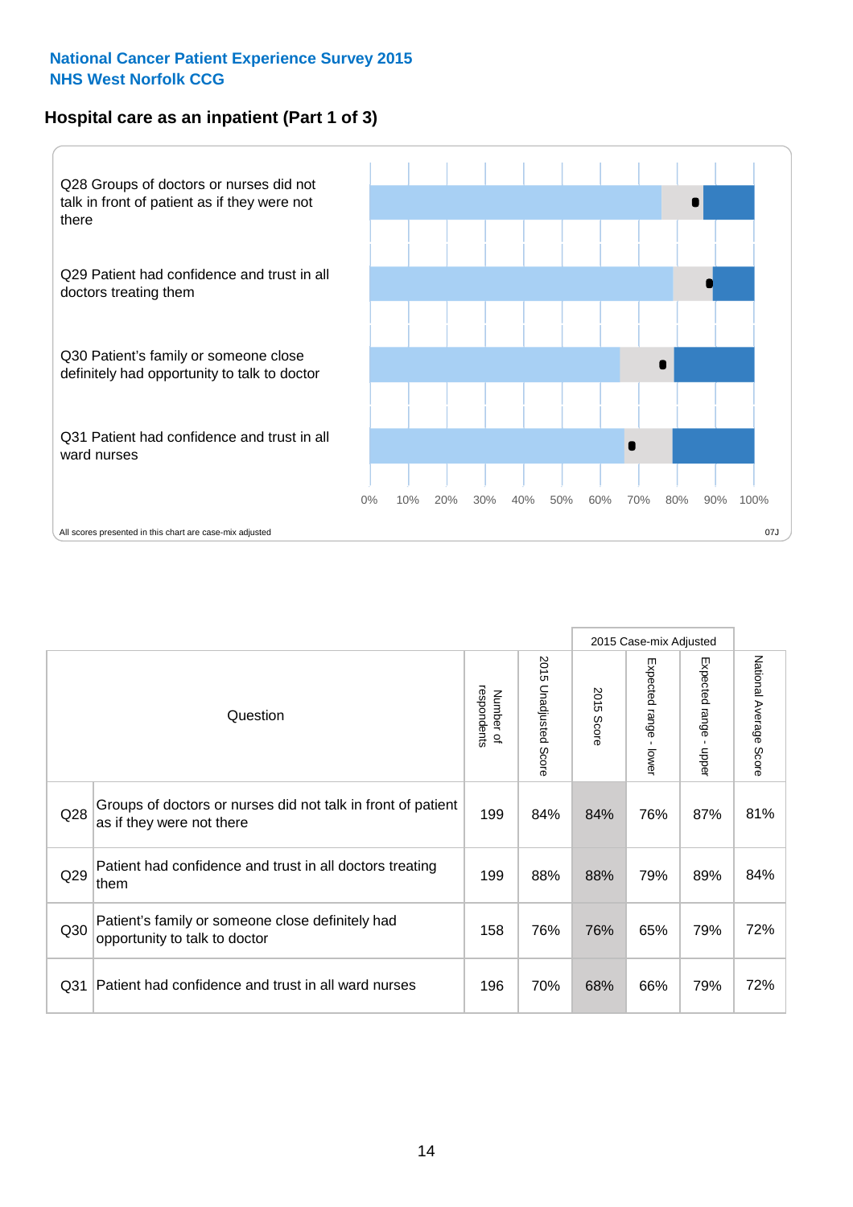National Cancer Patient Experience Survey 2015
NHS West Norfolk CCG

## Hospital care as an inpatient (Part 1 of 3)

Q28 Groups of doctors or nurses did not talk in front of patient as if they were not there

Q29 Patient had confidence and trust in all doctors treating them

Q30 Patient's family or someone close definitely had opportunity to talk to doctor

Q31 Patient had confidence and trust in all ward nurses

0% 10% 20% 30% 40% 50% 60% 70% 80% 90% 100%

All scores presented in this chart are case-mix adjusted

07J

| | Question | Number of respondents | 2015 Unadjusted Score | 2015 Case-mix Adjusted | | | National Average Score |
|---|---|---|---|---|---|---|---|
| | | | | 2015 Score | Expected range - lower | Expected range - upper | |
| Q28 | Groups of doctors or nurses did not talk in front of patient as if they were not there | 199 | 84% | 84% | 76% | 87% | 81% |
| Q29 | Patient had confidence and trust in all doctors treating them | 199 | 88% | 88% | 79% | 89% | 84% |
| Q30 | Patient's family or someone close definitely had opportunity to talk to doctor | 158 | 76% | 76% | 65% | 79% | 72% |
| Q31 | Patient had confidence and trust in all ward nurses | 196 | 70% | 68% | 66% | 79% | 72% |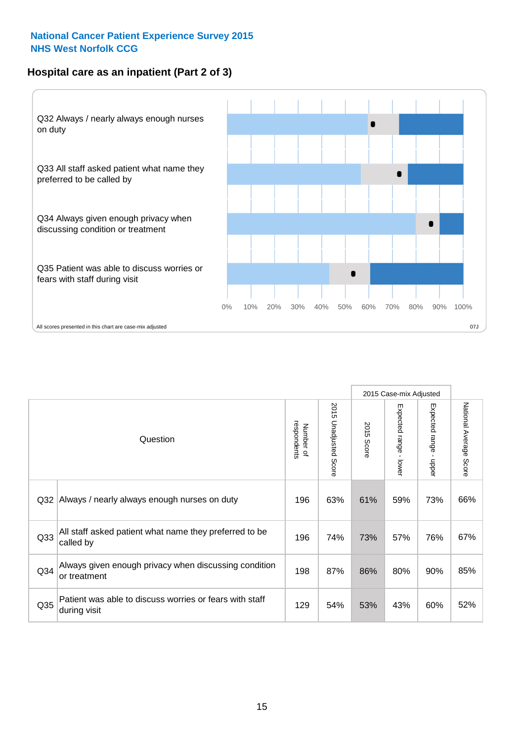**National Cancer Patient Experience Survey 2015**
**NHS West Norfolk CCG**

## Hospital care as an inpatient (Part 2 of 3)

Q32 Always / nearly always enough nurses on duty

Q33 All staff asked patient what name they preferred to be called by

Q34 Always given enough privacy when discussing condition or treatment

Q35 Patient was able to discuss worries or fears with staff during visit

0% 10% 20% 30% 40% 50% 60% 70% 80% 90% 100%

All scores presented in this chart are case-mix adjusted

07J

| Question | | Number of respondents | 2015 Unadjusted Score | 2015 Case-mix Adjusted | | | National Average Score |
|---|---|---|---|---|---|---|---|
| | | | | 2015 Score | Expected range - lower | Expected range - upper | |
| Q32 | Always / nearly always enough nurses on duty | 196 | 63% | 61% | 59% | 73% | 66% |
| Q33 | All staff asked patient what name they preferred to be called by | 196 | 74% | 73% | 57% | 76% | 67% |
| Q34 | Always given enough privacy when discussing condition or treatment | 198 | 87% | 86% | 80% | 90% | 85% |
| Q35 | Patient was able to discuss worries or fears with staff during visit | 129 | 54% | 53% | 43% | 60% | 52% |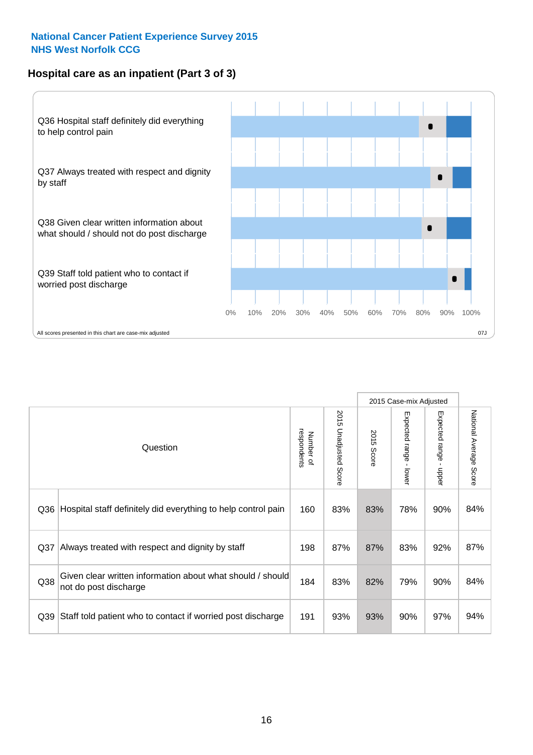National Cancer Patient Experience Survey 2015
NHS West Norfolk CCG

## Hospital care as an inpatient (Part 3 of 3)

Q36 Hospital staff definitely did everything to help control pain

Q37 Always treated with respect and dignity by staff

Q38 Given clear written information about what should / should not do post discharge

Q39 Staff told patient who to contact if worried post discharge

0% 10% 20% 30% 40% 50% 60% 70% 80% 90% 100%

All scores presented in this chart are case-mix adjusted

07J

| Question | | Number of respondents | 2015 Unadjusted Score | 2015 Case-mix Adjusted: 2015 Score | 2015 Case-mix Adjusted: Expected range - lower | 2015 Case-mix Adjusted: Expected range - upper | National Average Score |
|---|---|---|---|---|---|---|---|
| Q36 | Hospital staff definitely did everything to help control pain | 160 | 83% | 83% | 78% | 90% | 84% |
| Q37 | Always treated with respect and dignity by staff | 198 | 87% | 87% | 83% | 92% | 87% |
| Q38 | Given clear written information about what should / should not do post discharge | 184 | 83% | 82% | 79% | 90% | 84% |
| Q39 | Staff told patient who to contact if worried post discharge | 191 | 93% | 93% | 90% | 97% | 94% |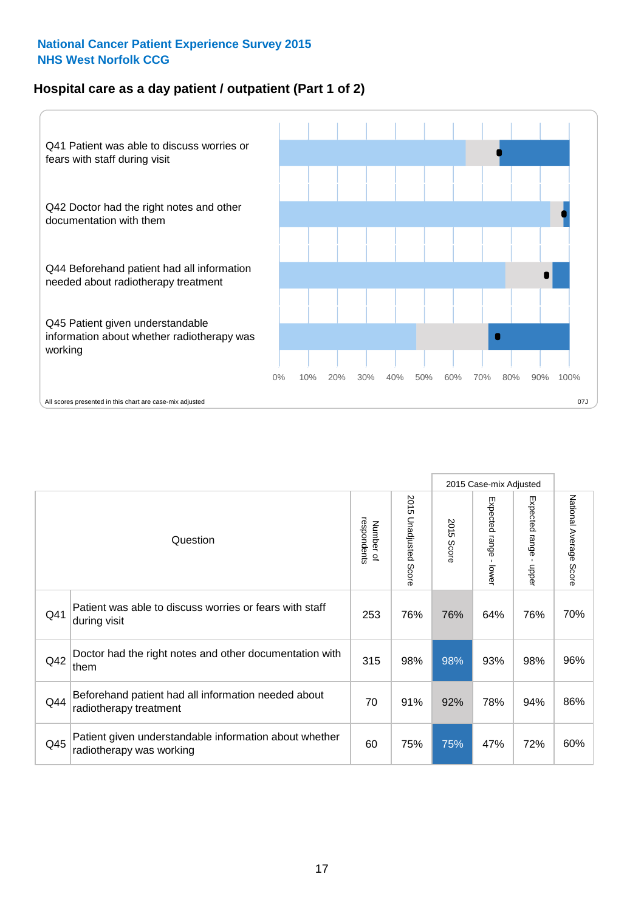**National Cancer Patient Experience Survey 2015**
**NHS West Norfolk CCG**

## Hospital care as a day patient / outpatient (Part 1 of 2)

Q41 Patient was able to discuss worries or fears with staff during visit

Q42 Doctor had the right notes and other documentation with them

Q44 Beforehand patient had all information needed about radiotherapy treatment

Q45 Patient given understandable information about whether radiotherapy was working

0% 10% 20% 30% 40% 50% 60% 70% 80% 90% 100%

All scores presented in this chart are case-mix adjusted

07J

| Question | | Number of respondents | 2015 Unadjusted Score | 2015 Case-mix Adjusted | | | National Average Score |
|---|---|---|---|---|---|---|---|
| | | | | 2015 Score | Expected range - lower | Expected range - upper | |
| Q41 | Patient was able to discuss worries or fears with staff during visit | 253 | 76% | 76% | 64% | 76% | 70% |
| Q42 | Doctor had the right notes and other documentation with them | 315 | 98% | 98% | 93% | 98% | 96% |
| Q44 | Beforehand patient had all information needed about radiotherapy treatment | 70 | 91% | 92% | 78% | 94% | 86% |
| Q45 | Patient given understandable information about whether radiotherapy was working | 60 | 75% | 75% | 47% | 72% | 60% |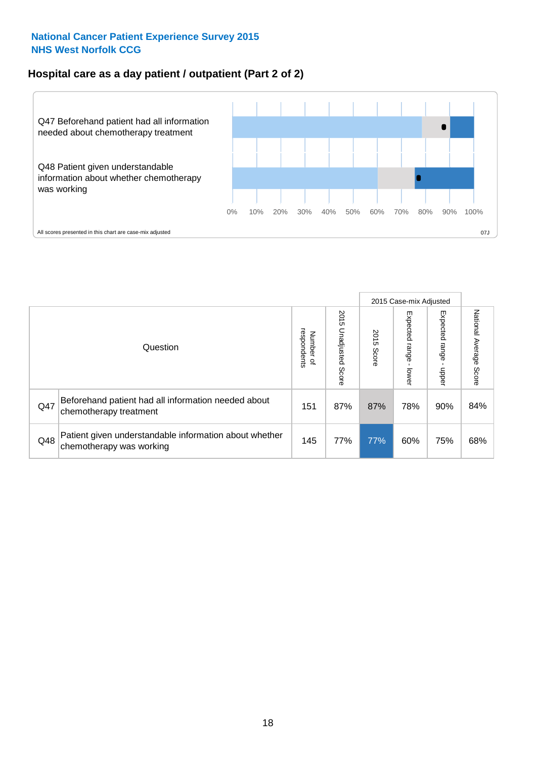National Cancer Patient Experience Survey 2015
NHS West Norfolk CCG

## Hospital care as a day patient / outpatient (Part 2 of 2)

Q47 Beforehand patient had all information needed about chemotherapy treatment

Q48 Patient given understandable information about whether chemotherapy was working

0% 10% 20% 30% 40% 50% 60% 70% 80% 90% 100%

All scores presented in this chart are case-mix adjusted

07J

| | Question | Number of respondents | 2015 Unadjusted Score | 2015 Case-mix Adjusted: 2015 Score | 2015 Case-mix Adjusted: Expected range - lower | 2015 Case-mix Adjusted: Expected range - upper | National Average Score |
|---|---|---|---|---|---|---|---|
| Q47 | Beforehand patient had all information needed about chemotherapy treatment | 151 | 87% | 87% | 78% | 90% | 84% |
| Q48 | Patient given understandable information about whether chemotherapy was working | 145 | 77% | 77% | 60% | 75% | 68% |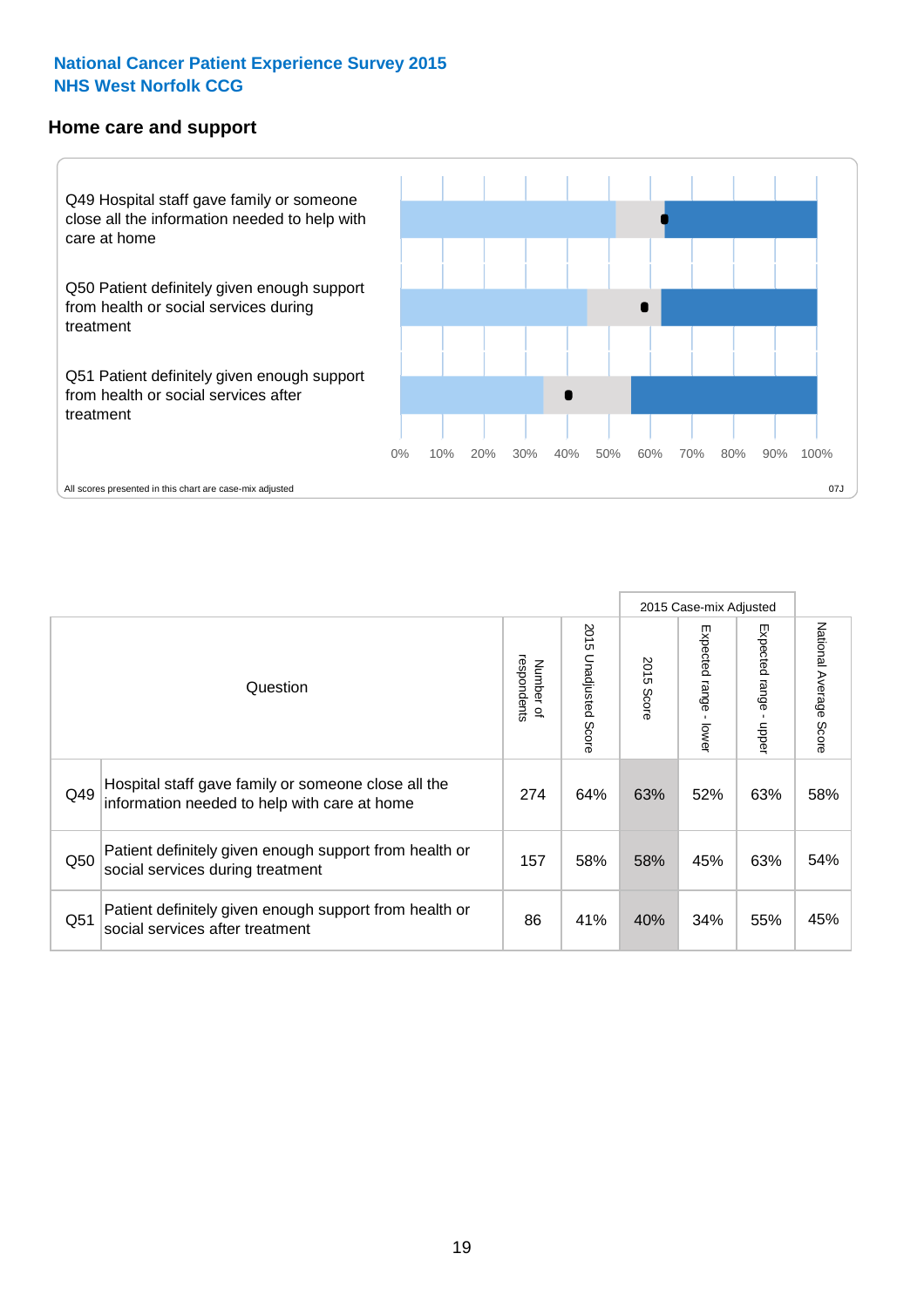National Cancer Patient Experience Survey 2015
NHS West Norfolk CCG

## Home care and support

Q49 Hospital staff gave family or someone close all the information needed to help with care at home

Q50 Patient definitely given enough support from health or social services during treatment

Q51 Patient definitely given enough support from health or social services after treatment

0% 10% 20% 30% 40% 50% 60% 70% 80% 90% 100%

All scores presented in this chart are case-mix adjusted

07J

| Question | | Number of respondents | 2015 Unadjusted Score | 2015 Case-mix Adjusted | | | National Average Score |
|---|---|---|---|---|---|---|---|
| | | | | 2015 Score | Expected range - lower | Expected range - upper | |
| Q49 | Hospital staff gave family or someone close all the information needed to help with care at home | 274 | 64% | 63% | 52% | 63% | 58% |
| Q50 | Patient definitely given enough support from health or social services during treatment | 157 | 58% | 58% | 45% | 63% | 54% |
| Q51 | Patient definitely given enough support from health or social services after treatment | 86 | 41% | 40% | 34% | 55% | 45% |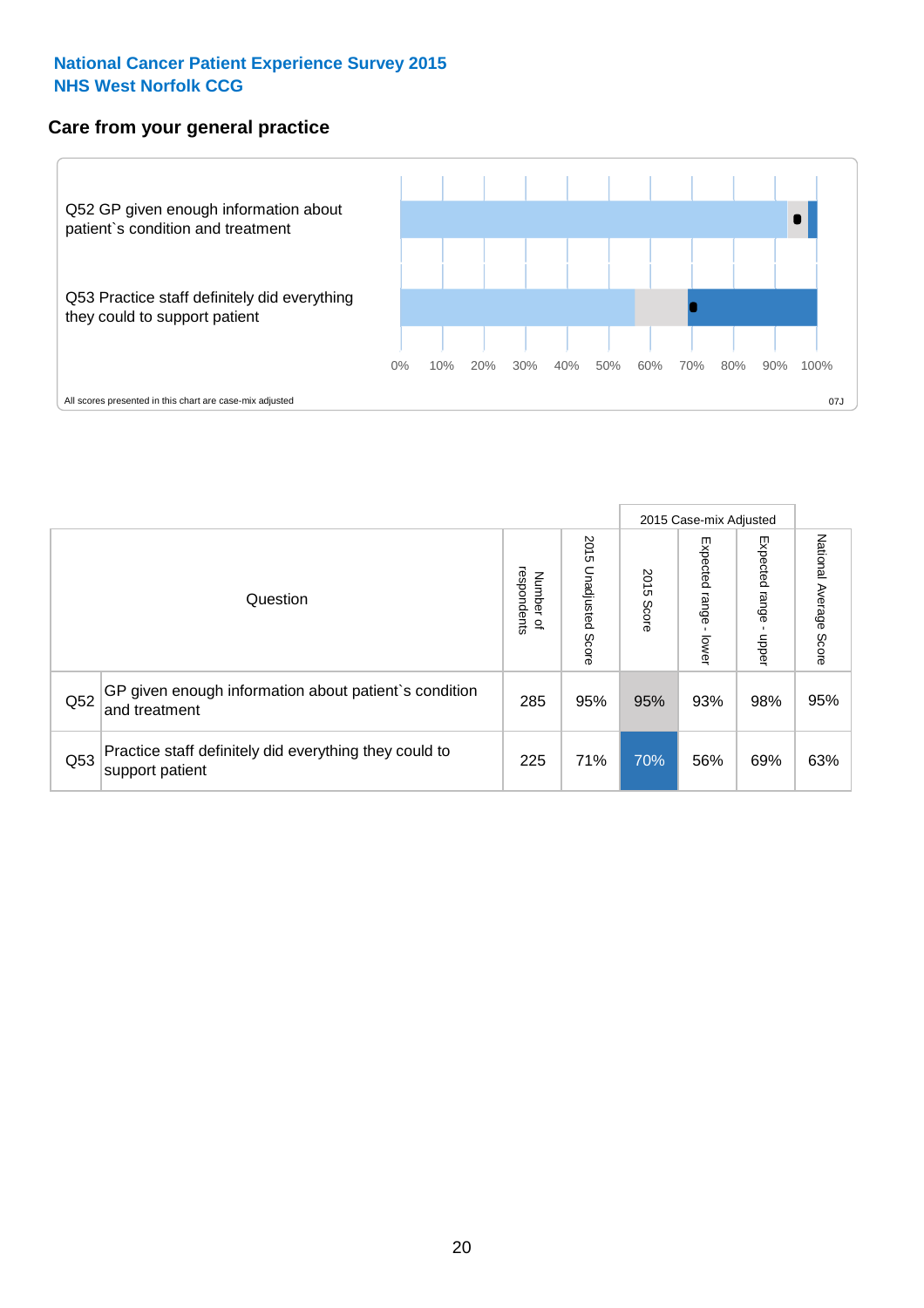**National Cancer Patient Experience Survey 2015**
**NHS West Norfolk CCG**

## Care from your general practice

Q52 GP given enough information about patient`s condition and treatment

Q53 Practice staff definitely did everything they could to support patient

0% 10% 20% 30% 40% 50% 60% 70% 80% 90% 100%

All scores presented in this chart are case-mix adjusted

07J

| | Question | Number of respondents | 2015 Unadjusted Score | 2015 Case-mix Adjusted: 2015 Score | 2015 Case-mix Adjusted: Expected range - lower | 2015 Case-mix Adjusted: Expected range - upper | National Average Score |
|---|---|---|---|---|---|---|---|
| Q52 | GP given enough information about patient`s condition and treatment | 285 | 95% | 95% | 93% | 98% | 95% |
| Q53 | Practice staff definitely did everything they could to support patient | 225 | 71% | 70% | 56% | 69% | 63% |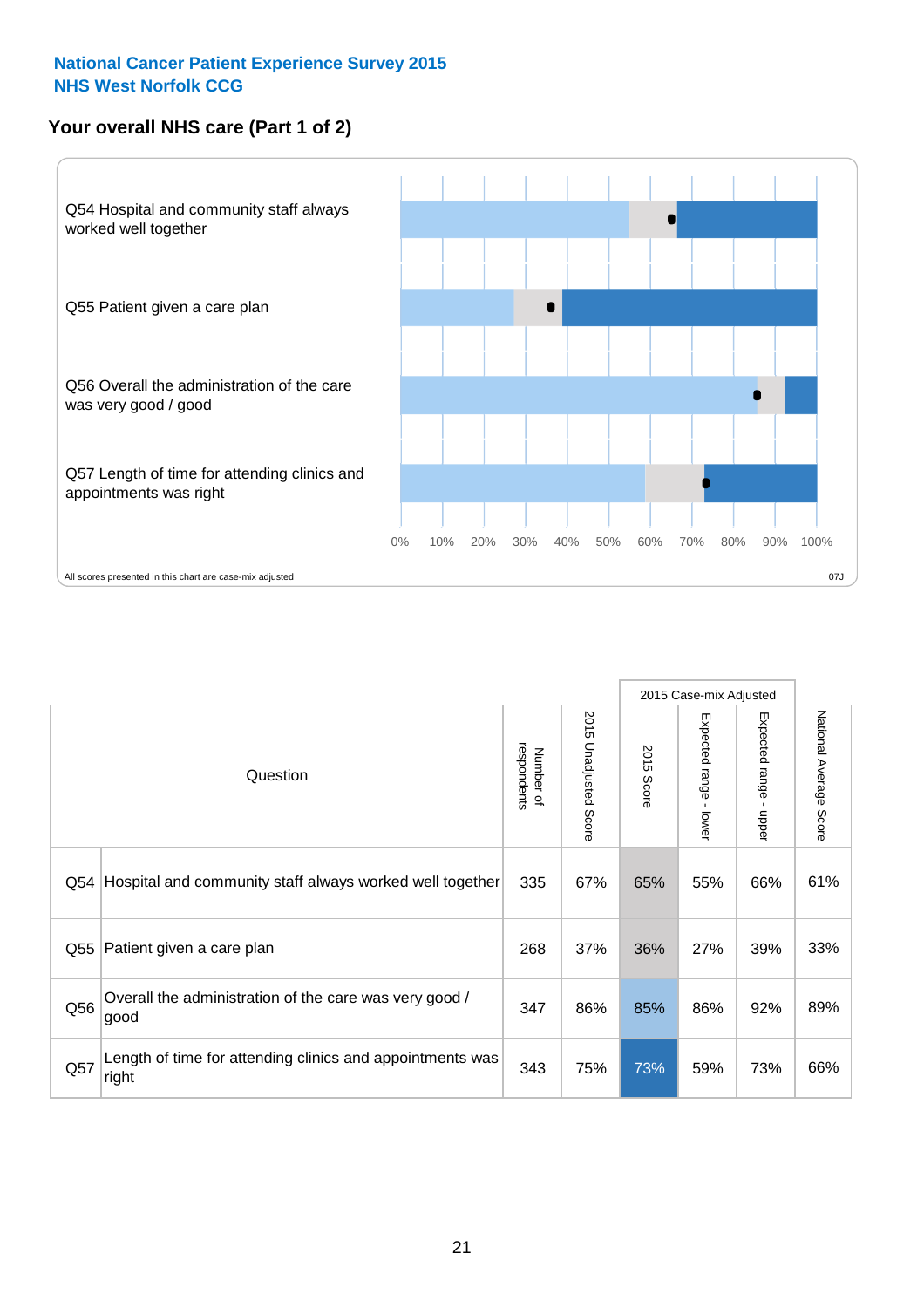National Cancer Patient Experience Survey 2015
NHS West Norfolk CCG

## Your overall NHS care (Part 1 of 2)

Q54 Hospital and community staff always worked well together

Q55 Patient given a care plan

Q56 Overall the administration of the care was very good / good

Q57 Length of time for attending clinics and appointments was right

0% 10% 20% 30% 40% 50% 60% 70% 80% 90% 100%

All scores presented in this chart are case-mix adjusted

07J

| | Question | Number of respondents | 2015 Unadjusted Score | 2015 Case-mix Adjusted | | | National Average Score |
|---|---|---|---|---|---|---|---|
| | | | | 2015 Score | Expected range - lower | Expected range - upper | |
| Q54 | Hospital and community staff always worked well together | 335 | 67% | 65% | 55% | 66% | 61% |
| Q55 | Patient given a care plan | 268 | 37% | 36% | 27% | 39% | 33% |
| Q56 | Overall the administration of the care was very good / good | 347 | 86% | 85% | 86% | 92% | 89% |
| Q57 | Length of time for attending clinics and appointments was right | 343 | 75% | 73% | 59% | 73% | 66% |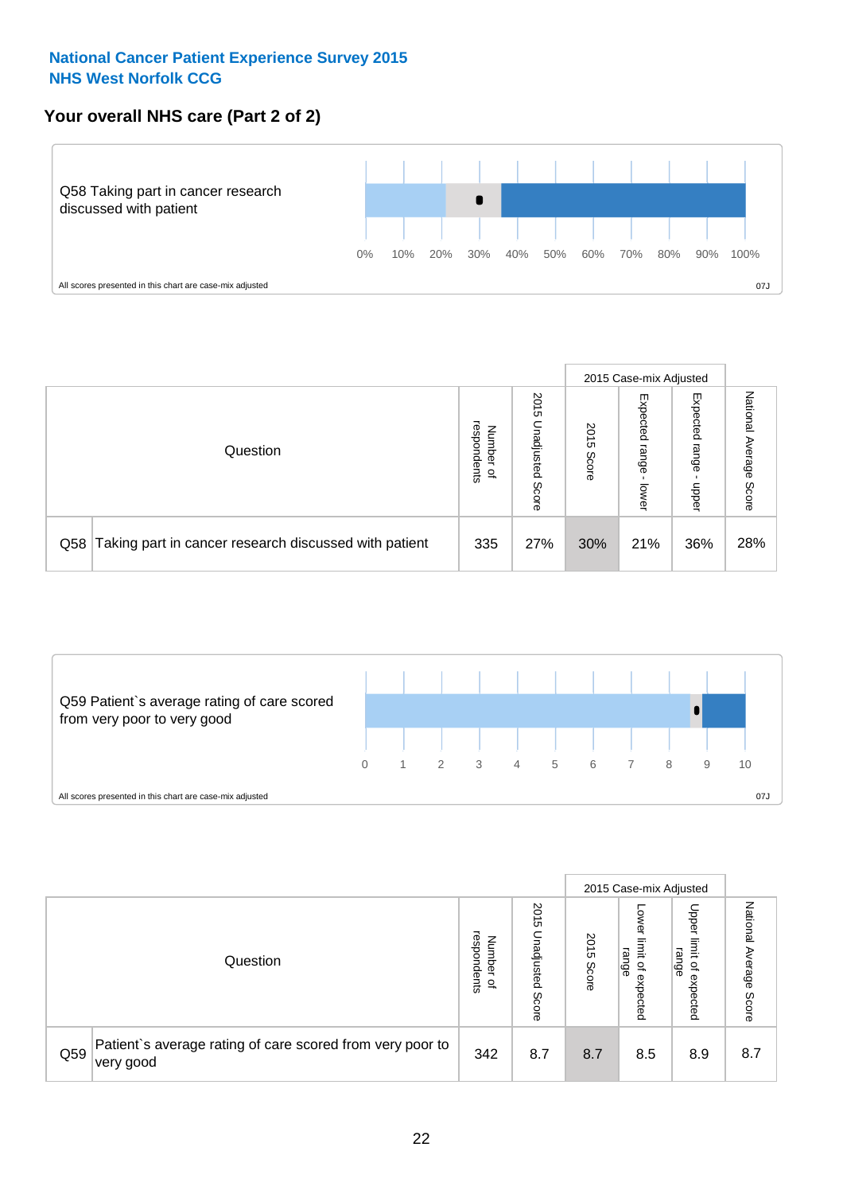**National Cancer Patient Experience Survey 2015**
**NHS West Norfolk CCG**

## Your overall NHS care (Part 2 of 2)

Q58 Taking part in cancer research discussed with patient

0% 10% 20% 30% 40% 50% 60% 70% 80% 90% 100%

All scores presented in this chart are case-mix adjusted

07J

| Question | | Number of respondents | 2015 Unadjusted Score | 2015 Case-mix Adjusted | | | National Average Score |
|---|---|---|---|---|---|---|---|
| | | | | 2015 Score | Expected range - lower | Expected range - upper | |
| Q58 | Taking part in cancer research discussed with patient | 335 | 27% | 30% | 21% | 36% | 28% |

Q59 Patient`s average rating of care scored from very poor to very good

0 1 2 3 4 5 6 7 8 9 10

All scores presented in this chart are case-mix adjusted

07J

| Question | | Number of respondents | 2015 Unadjusted Score | 2015 Case-mix Adjusted | | | National Average Score |
|---|---|---|---|---|---|---|---|
| | | | | 2015 Score | Lower limit of expected range | Upper limit of expected range | |
| Q59 | Patient`s average rating of care scored from very poor to very good | 342 | 8.7 | 8.7 | 8.5 | 8.9 | 8.7 |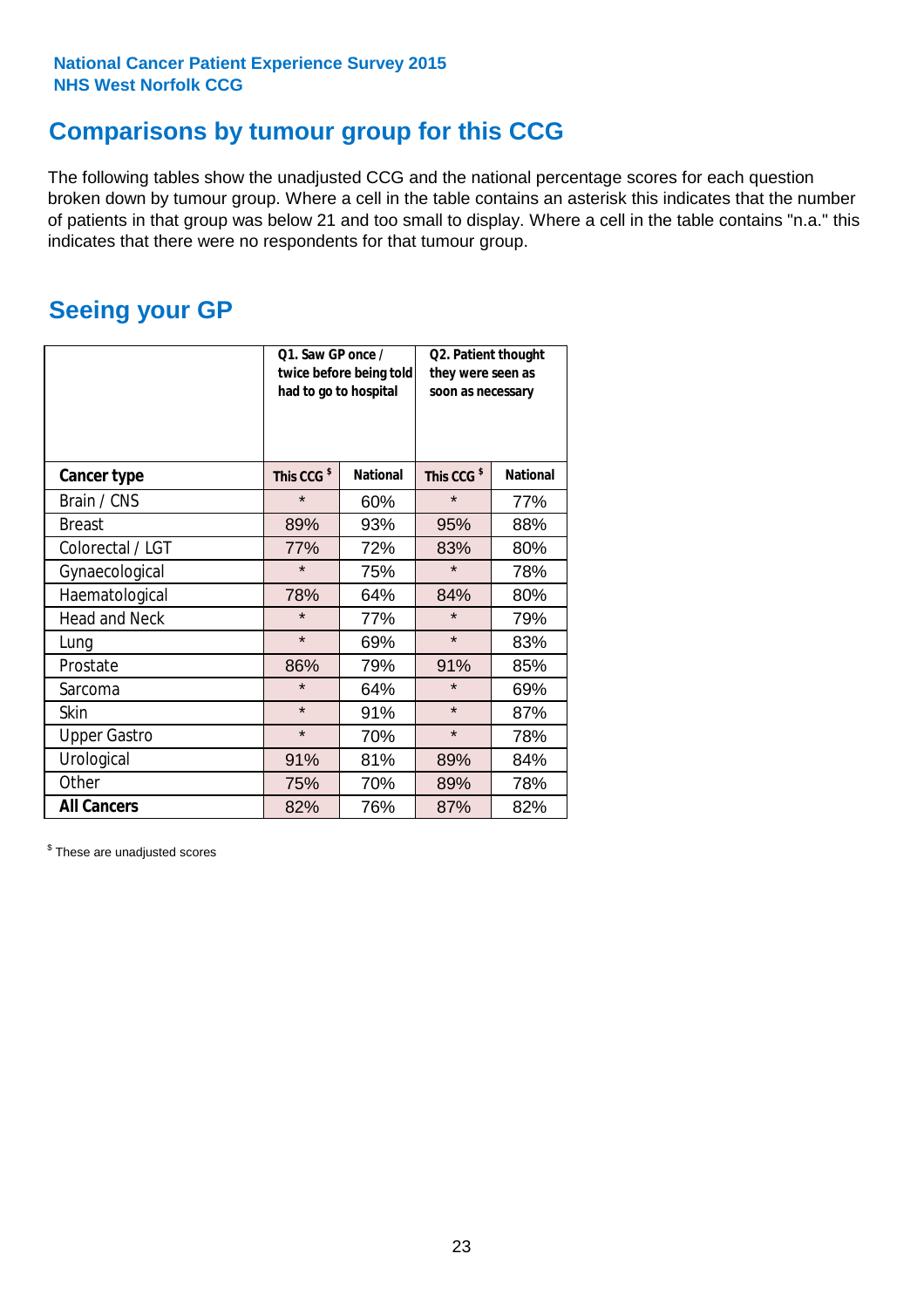National Cancer Patient Experience Survey 2015
NHS West Norfolk CCG

## Comparisons by tumour group for this CCG

The following tables show the unadjusted CCG and the national percentage scores for each question broken down by tumour group. Where a cell in the table contains an asterisk this indicates that the number of patients in that group was below 21 and too small to display. Where a cell in the table contains "n.a." this indicates that there were no respondents for that tumour group.

## Seeing your GP

| | Q1. Saw GP once / twice before being told had to go to hospital | | Q2. Patient thought they were seen as soon as necessary | |
|---|---|---|---|---|
| **Cancer type** | This CCG $ | National | This CCG $ | National |
| Brain / CNS | * | 60% | * | 77% |
| Breast | 89% | 93% | 95% | 88% |
| Colorectal / LGT | 77% | 72% | 83% | 80% |
| Gynaecological | * | 75% | * | 78% |
| Haematological | 78% | 64% | 84% | 80% |
| Head and Neck | * | 77% | * | 79% |
| Lung | * | 69% | * | 83% |
| Prostate | 86% | 79% | 91% | 85% |
| Sarcoma | * | 64% | * | 69% |
| Skin | * | 91% | * | 87% |
| Upper Gastro | * | 70% | * | 78% |
| Urological | 91% | 81% | 89% | 84% |
| Other | 75% | 70% | 89% | 78% |
| **All Cancers** | 82% | 76% | 87% | 82% |

$ These are unadjusted scores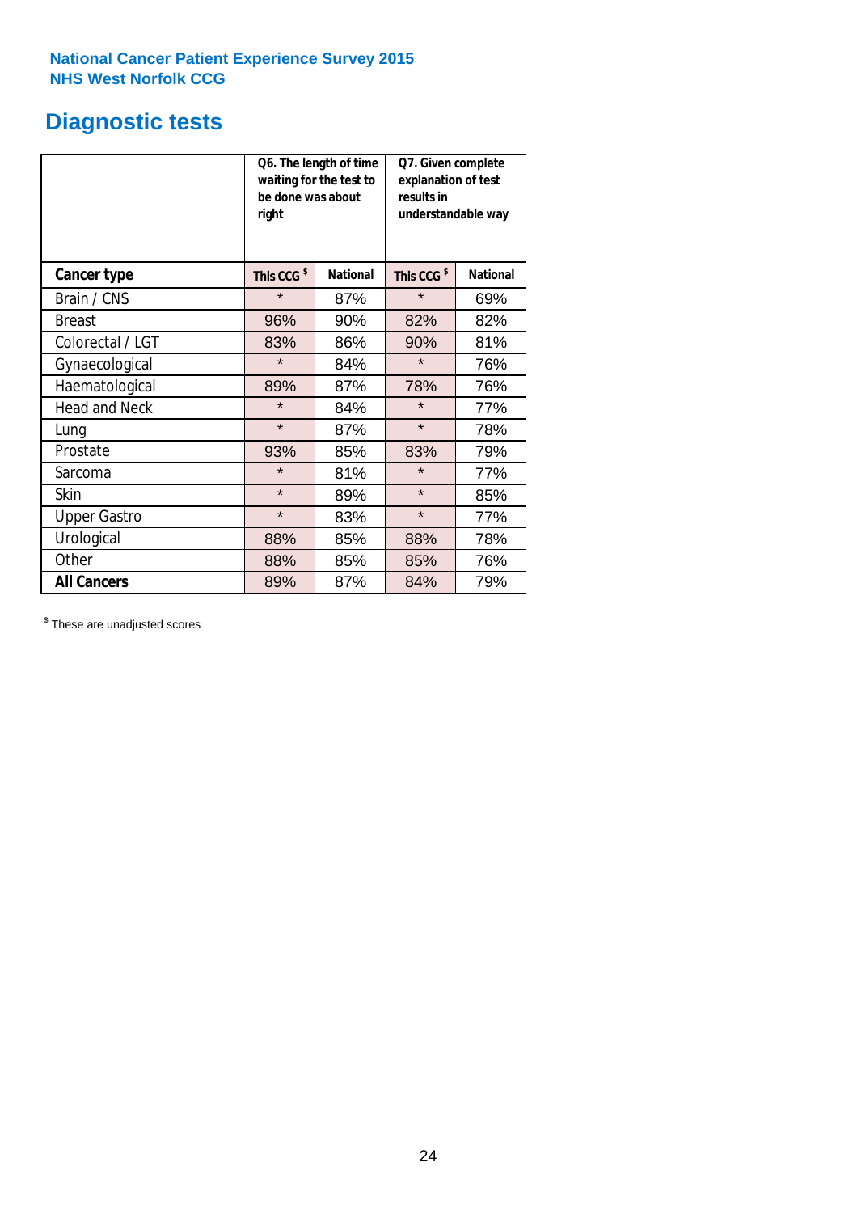**National Cancer Patient Experience Survey 2015**
**NHS West Norfolk CCG**

# Diagnostic tests

| | Q6. The length of time waiting for the test to be done was about right | | Q7. Given complete explanation of test results in understandable way | |
|---|---|---|---|---|
| **Cancer type** | **This CCG $** | **National** | **This CCG $** | **National** |
| Brain / CNS | * | 87% | * | 69% |
| Breast | 96% | 90% | 82% | 82% |
| Colorectal / LGT | 83% | 86% | 90% | 81% |
| Gynaecological | * | 84% | * | 76% |
| Haematological | 89% | 87% | 78% | 76% |
| Head and Neck | * | 84% | * | 77% |
| Lung | * | 87% | * | 78% |
| Prostate | 93% | 85% | 83% | 79% |
| Sarcoma | * | 81% | * | 77% |
| Skin | * | 89% | * | 85% |
| Upper Gastro | * | 83% | * | 77% |
| Urological | 88% | 85% | 88% | 78% |
| Other | 88% | 85% | 85% | 76% |
| **All Cancers** | 89% | 87% | 84% | 79% |

$ These are unadjusted scores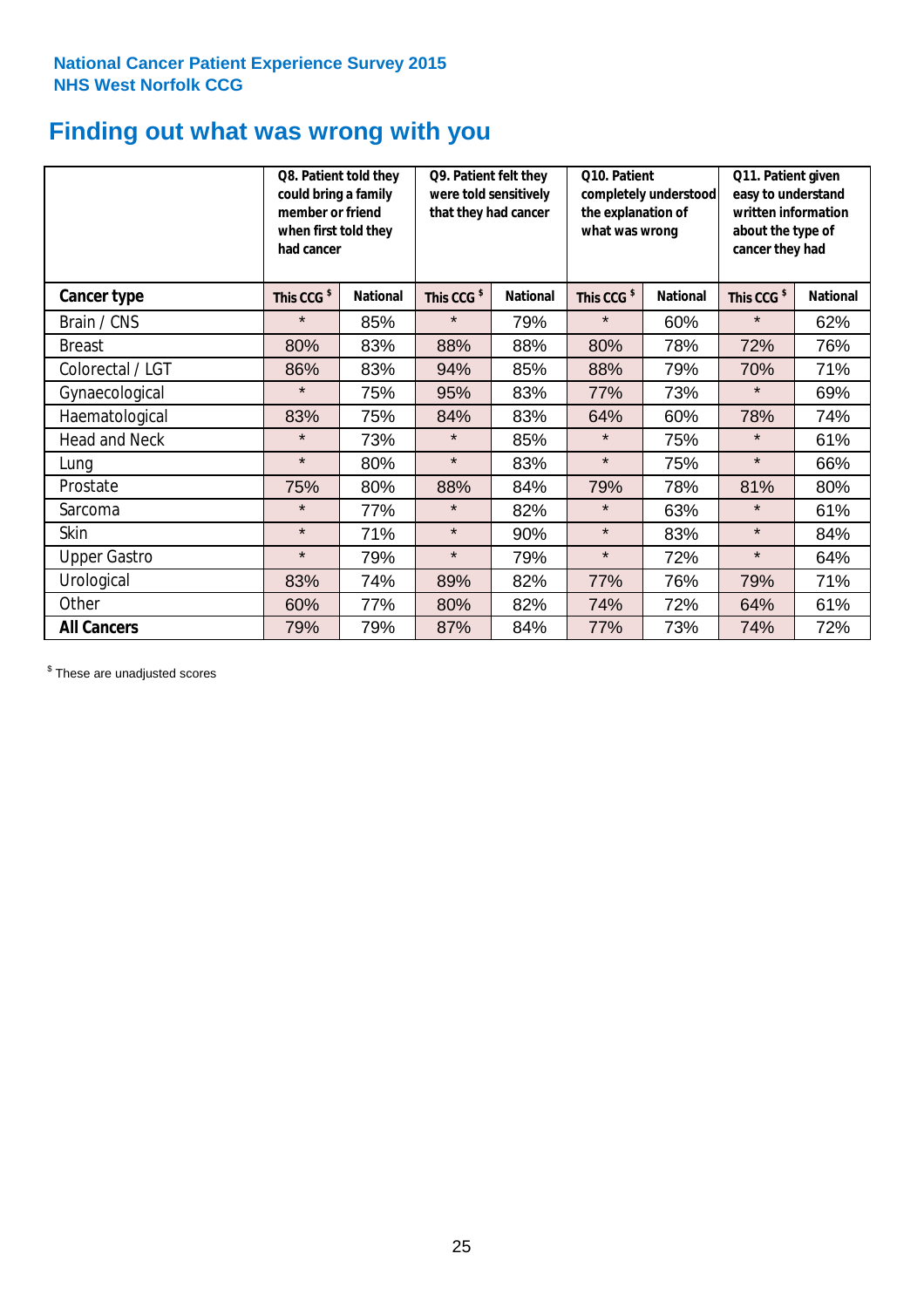National Cancer Patient Experience Survey 2015
NHS West Norfolk CCG

# Finding out what was wrong with you

| | Q8. Patient told they could bring a family member or friend when first told they had cancer | | Q9. Patient felt they were told sensitively that they had cancer | | Q10. Patient completely understood the explanation of what was wrong | | Q11. Patient given easy to understand written information about the type of cancer they had | |
|---|---|---|---|---|---|---|---|---|
| **Cancer type** | **This CCG $** | **National** | **This CCG $** | **National** | **This CCG $** | **National** | **This CCG $** | **National** |
| Brain / CNS | * | 85% | * | 79% | * | 60% | * | 62% |
| Breast | 80% | 83% | 88% | 88% | 80% | 78% | 72% | 76% |
| Colorectal / LGT | 86% | 83% | 94% | 85% | 88% | 79% | 70% | 71% |
| Gynaecological | * | 75% | 95% | 83% | 77% | 73% | * | 69% |
| Haematological | 83% | 75% | 84% | 83% | 64% | 60% | 78% | 74% |
| Head and Neck | * | 73% | * | 85% | * | 75% | * | 61% |
| Lung | * | 80% | * | 83% | * | 75% | * | 66% |
| Prostate | 75% | 80% | 88% | 84% | 79% | 78% | 81% | 80% |
| Sarcoma | * | 77% | * | 82% | * | 63% | * | 61% |
| Skin | * | 71% | * | 90% | * | 83% | * | 84% |
| Upper Gastro | * | 79% | * | 79% | * | 72% | * | 64% |
| Urological | 83% | 74% | 89% | 82% | 77% | 76% | 79% | 71% |
| Other | 60% | 77% | 80% | 82% | 74% | 72% | 64% | 61% |
| **All Cancers** | 79% | 79% | 87% | 84% | 77% | 73% | 74% | 72% |

$ These are unadjusted scores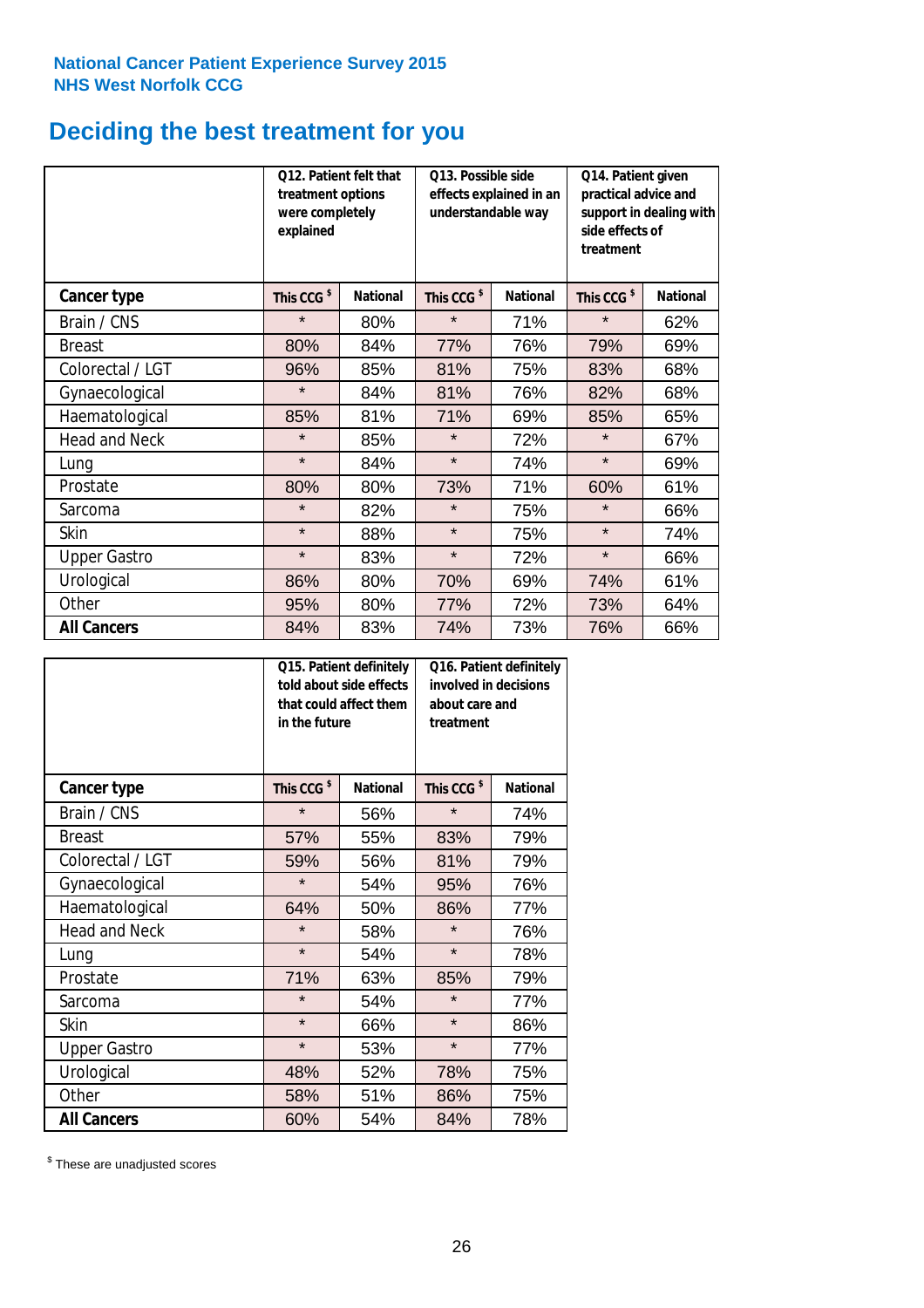National Cancer Patient Experience Survey 2015
NHS West Norfolk CCG

# Deciding the best treatment for you

| | Q12. Patient felt that treatment options were completely explained | | Q13. Possible side effects explained in an understandable way | | Q14. Patient given practical advice and support in dealing with side effects of treatment | |
|---|---|---|---|---|---|---|
| **Cancer type** | **This CCG $** | **National** | **This CCG $** | **National** | **This CCG $** | **National** |
| Brain / CNS | * | 80% | * | 71% | * | 62% |
| Breast | 80% | 84% | 77% | 76% | 79% | 69% |
| Colorectal / LGT | 96% | 85% | 81% | 75% | 83% | 68% |
| Gynaecological | * | 84% | 81% | 76% | 82% | 68% |
| Haematological | 85% | 81% | 71% | 69% | 85% | 65% |
| Head and Neck | * | 85% | * | 72% | * | 67% |
| Lung | * | 84% | * | 74% | * | 69% |
| Prostate | 80% | 80% | 73% | 71% | 60% | 61% |
| Sarcoma | * | 82% | * | 75% | * | 66% |
| Skin | * | 88% | * | 75% | * | 74% |
| Upper Gastro | * | 83% | * | 72% | * | 66% |
| Urological | 86% | 80% | 70% | 69% | 74% | 61% |
| Other | 95% | 80% | 77% | 72% | 73% | 64% |
| **All Cancers** | 84% | 83% | 74% | 73% | 76% | 66% |

| | Q15. Patient definitely told about side effects that could affect them in the future | | Q16. Patient definitely involved in decisions about care and treatment | |
|---|---|---|---|---|
| **Cancer type** | **This CCG $** | **National** | **This CCG $** | **National** |
| Brain / CNS | * | 56% | * | 74% |
| Breast | 57% | 55% | 83% | 79% |
| Colorectal / LGT | 59% | 56% | 81% | 79% |
| Gynaecological | * | 54% | 95% | 76% |
| Haematological | 64% | 50% | 86% | 77% |
| Head and Neck | * | 58% | * | 76% |
| Lung | * | 54% | * | 78% |
| Prostate | 71% | 63% | 85% | 79% |
| Sarcoma | * | 54% | * | 77% |
| Skin | * | 66% | * | 86% |
| Upper Gastro | * | 53% | * | 77% |
| Urological | 48% | 52% | 78% | 75% |
| Other | 58% | 51% | 86% | 75% |
| **All Cancers** | 60% | 54% | 84% | 78% |

$ These are unadjusted scores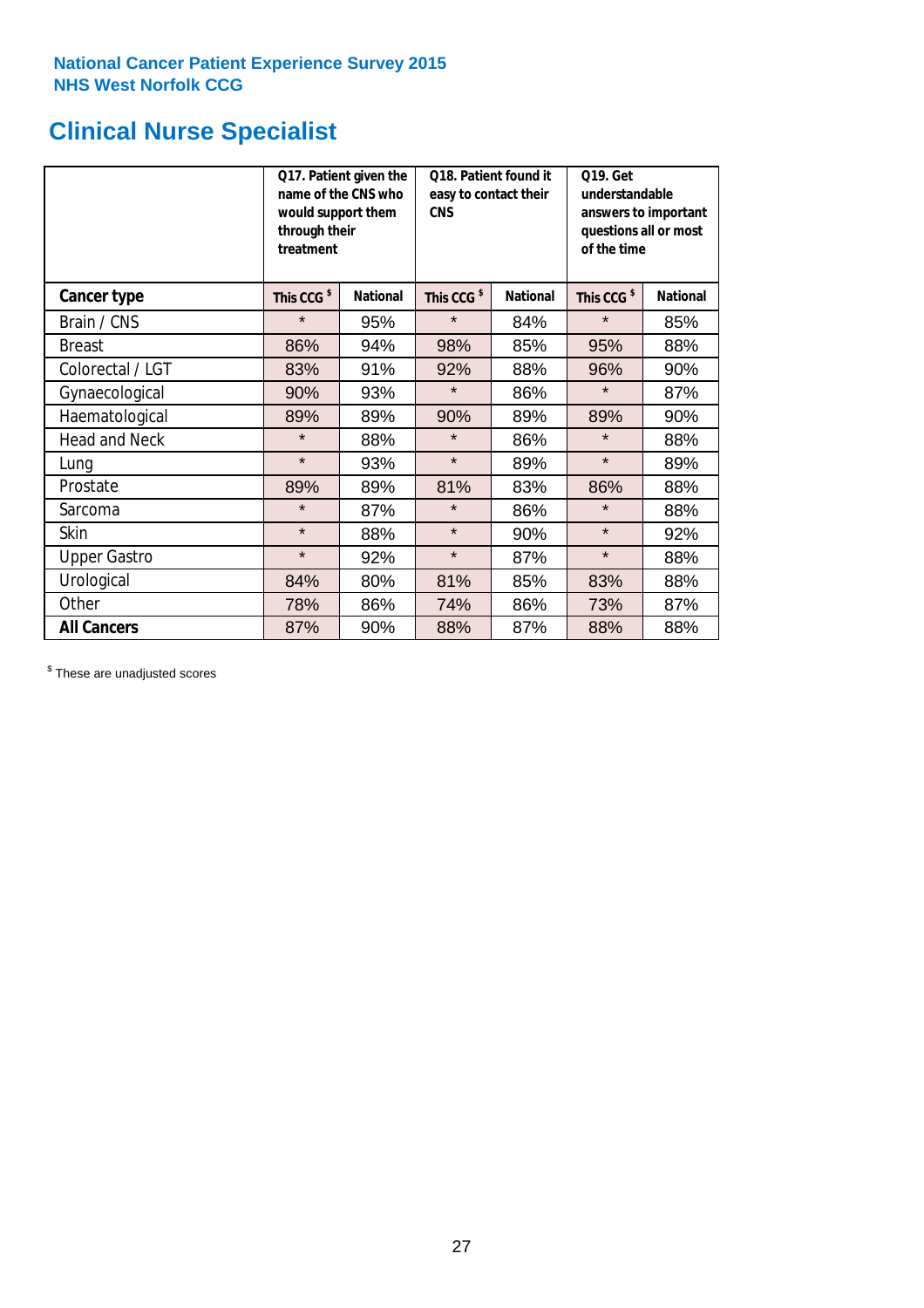National Cancer Patient Experience Survey 2015
NHS West Norfolk CCG

# Clinical Nurse Specialist

| | Q17. Patient given the name of the CNS who would support them through their treatment | | Q18. Patient found it easy to contact their CNS | | Q19. Get understandable answers to important questions all or most of the time | |
|---|---|---|---|---|---|---|
| **Cancer type** | This CCG $ | National | This CCG $ | National | This CCG $ | National |
| Brain / CNS | * | 95% | * | 84% | * | 85% |
| Breast | 86% | 94% | 98% | 85% | 95% | 88% |
| Colorectal / LGT | 83% | 91% | 92% | 88% | 96% | 90% |
| Gynaecological | 90% | 93% | * | 86% | * | 87% |
| Haematological | 89% | 89% | 90% | 89% | 89% | 90% |
| Head and Neck | * | 88% | * | 86% | * | 88% |
| Lung | * | 93% | * | 89% | * | 89% |
| Prostate | 89% | 89% | 81% | 83% | 86% | 88% |
| Sarcoma | * | 87% | * | 86% | * | 88% |
| Skin | * | 88% | * | 90% | * | 92% |
| Upper Gastro | * | 92% | * | 87% | * | 88% |
| Urological | 84% | 80% | 81% | 85% | 83% | 88% |
| Other | 78% | 86% | 74% | 86% | 73% | 87% |
| **All Cancers** | 87% | 90% | 88% | 87% | 88% | 88% |

$ These are unadjusted scores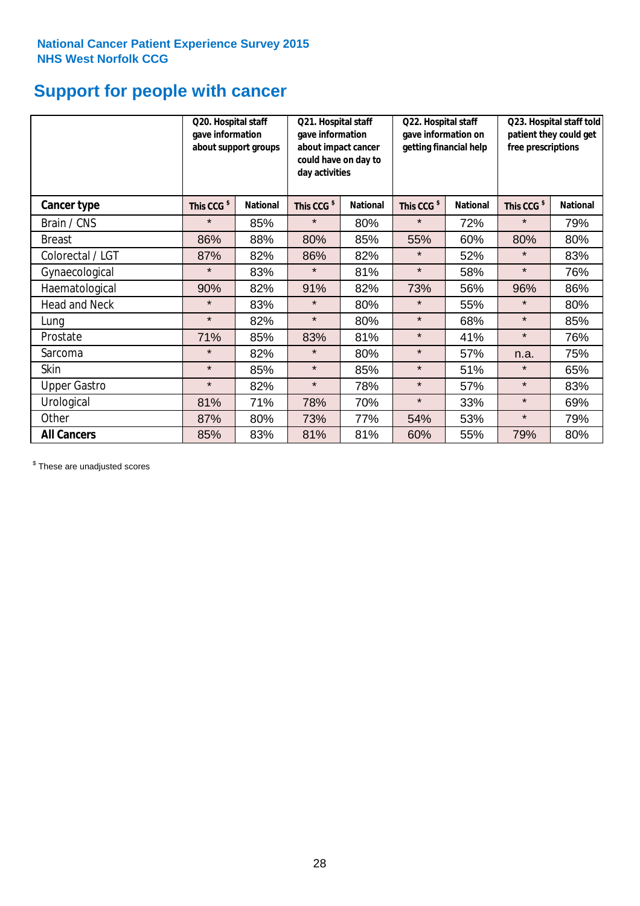National Cancer Patient Experience Survey 2015
NHS West Norfolk CCG

# Support for people with cancer

| | Q20. Hospital staff gave information about support groups | | Q21. Hospital staff gave information about impact cancer could have on day to day activities | | Q22. Hospital staff gave information on getting financial help | | Q23. Hospital staff told patient they could get free prescriptions | |
|---|---|---|---|---|---|---|---|---|
| **Cancer type** | **This CCG $** | **National** | **This CCG $** | **National** | **This CCG $** | **National** | **This CCG $** | **National** |
| Brain / CNS | * | 85% | * | 80% | * | 72% | * | 79% |
| Breast | 86% | 88% | 80% | 85% | 55% | 60% | 80% | 80% |
| Colorectal / LGT | 87% | 82% | 86% | 82% | * | 52% | * | 83% |
| Gynaecological | * | 83% | * | 81% | * | 58% | * | 76% |
| Haematological | 90% | 82% | 91% | 82% | 73% | 56% | 96% | 86% |
| Head and Neck | * | 83% | * | 80% | * | 55% | * | 80% |
| Lung | * | 82% | * | 80% | * | 68% | * | 85% |
| Prostate | 71% | 85% | 83% | 81% | * | 41% | * | 76% |
| Sarcoma | * | 82% | * | 80% | * | 57% | n.a. | 75% |
| Skin | * | 85% | * | 85% | * | 51% | * | 65% |
| Upper Gastro | * | 82% | * | 78% | * | 57% | * | 83% |
| Urological | 81% | 71% | 78% | 70% | * | 33% | * | 69% |
| Other | 87% | 80% | 73% | 77% | 54% | 53% | * | 79% |
| **All Cancers** | 85% | 83% | 81% | 81% | 60% | 55% | 79% | 80% |

$ These are unadjusted scores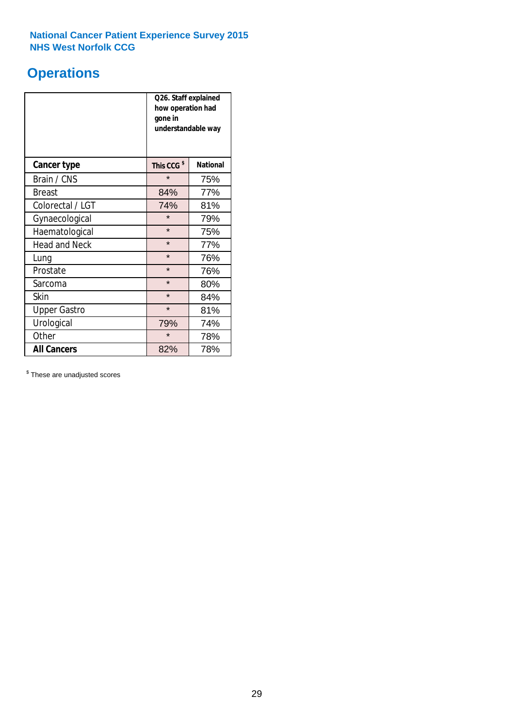National Cancer Patient Experience Survey 2015
NHS West Norfolk CCG

## Operations

| | Q26. Staff explained how operation had gone in understandable way | |
|---|---|---|
| **Cancer type** | **This CCG $** | **National** |
| Brain / CNS | * | 75% |
| Breast | 84% | 77% |
| Colorectal / LGT | 74% | 81% |
| Gynaecological | * | 79% |
| Haematological | * | 75% |
| Head and Neck | * | 77% |
| Lung | * | 76% |
| Prostate | * | 76% |
| Sarcoma | * | 80% |
| Skin | * | 84% |
| Upper Gastro | * | 81% |
| Urological | 79% | 74% |
| Other | * | 78% |
| **All Cancers** | 82% | 78% |

$ These are unadjusted scores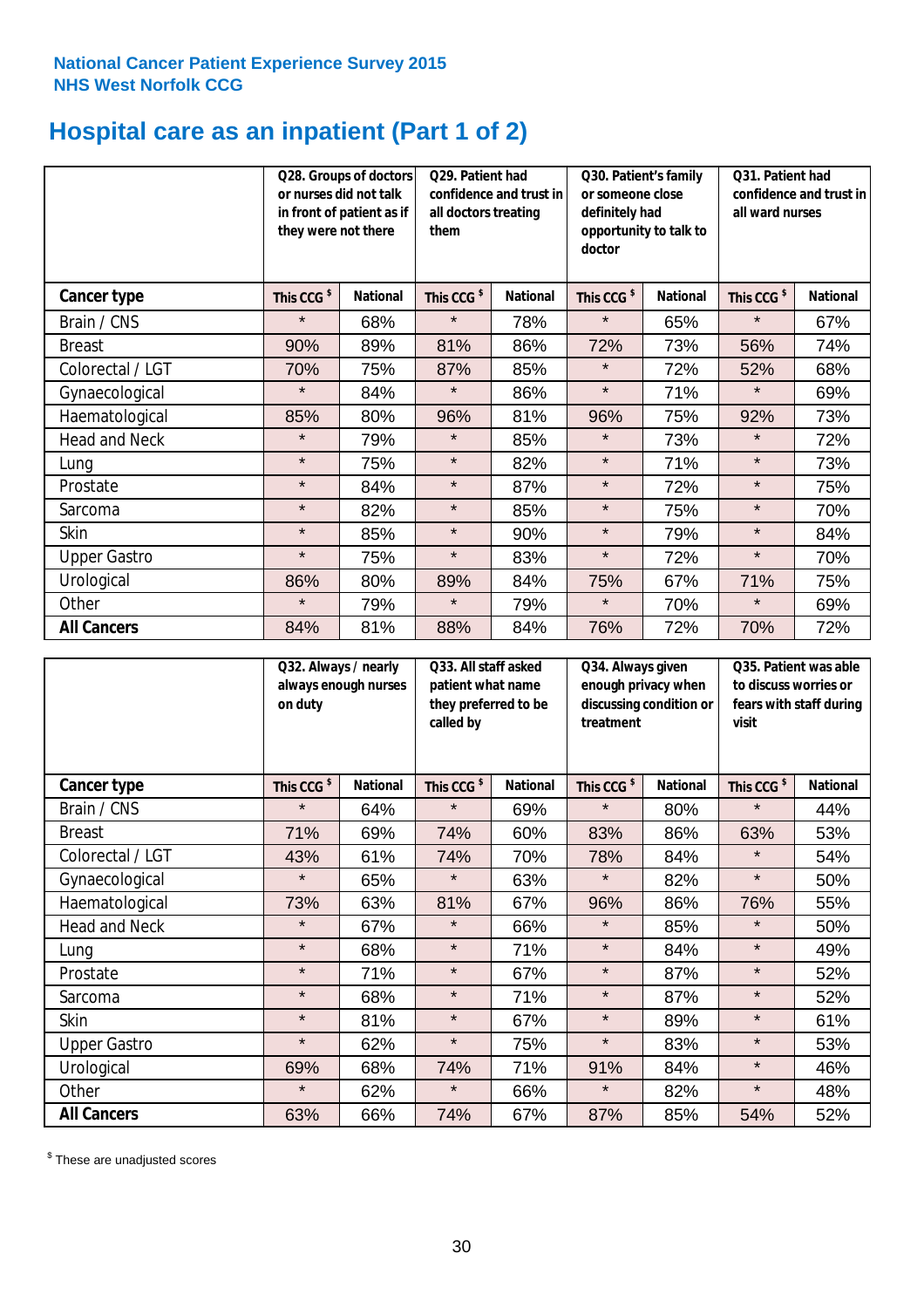National Cancer Patient Experience Survey 2015
NHS West Norfolk CCG

# Hospital care as an inpatient (Part 1 of 2)

| | Q28. Groups of doctors or nurses did not talk in front of patient as if they were not there | | Q29. Patient had confidence and trust in all doctors treating them | | Q30. Patient's family or someone close definitely had opportunity to talk to doctor | | Q31. Patient had confidence and trust in all ward nurses | |
|---|---|---|---|---|---|---|---|---|
| **Cancer type** | This CCG $ | National | This CCG $ | National | This CCG $ | National | This CCG $ | National |
| Brain / CNS | * | 68% | * | 78% | * | 65% | * | 67% |
| Breast | 90% | 89% | 81% | 86% | 72% | 73% | 56% | 74% |
| Colorectal / LGT | 70% | 75% | 87% | 85% | * | 72% | 52% | 68% |
| Gynaecological | * | 84% | * | 86% | * | 71% | * | 69% |
| Haematological | 85% | 80% | 96% | 81% | 96% | 75% | 92% | 73% |
| Head and Neck | * | 79% | * | 85% | * | 73% | * | 72% |
| Lung | * | 75% | * | 82% | * | 71% | * | 73% |
| Prostate | * | 84% | * | 87% | * | 72% | * | 75% |
| Sarcoma | * | 82% | * | 85% | * | 75% | * | 70% |
| Skin | * | 85% | * | 90% | * | 79% | * | 84% |
| Upper Gastro | * | 75% | * | 83% | * | 72% | * | 70% |
| Urological | 86% | 80% | 89% | 84% | 75% | 67% | 71% | 75% |
| Other | * | 79% | * | 79% | * | 70% | * | 69% |
| **All Cancers** | 84% | 81% | 88% | 84% | 76% | 72% | 70% | 72% |

| | Q32. Always / nearly always enough nurses on duty | | Q33. All staff asked patient what name they preferred to be called by | | Q34. Always given enough privacy when discussing condition or treatment | | Q35. Patient was able to discuss worries or fears with staff during visit | |
|---|---|---|---|---|---|---|---|---|
| **Cancer type** | This CCG $ | National | This CCG $ | National | This CCG $ | National | This CCG $ | National |
| Brain / CNS | * | 64% | * | 69% | * | 80% | * | 44% |
| Breast | 71% | 69% | 74% | 60% | 83% | 86% | 63% | 53% |
| Colorectal / LGT | 43% | 61% | 74% | 70% | 78% | 84% | * | 54% |
| Gynaecological | * | 65% | * | 63% | * | 82% | * | 50% |
| Haematological | 73% | 63% | 81% | 67% | 96% | 86% | 76% | 55% |
| Head and Neck | * | 67% | * | 66% | * | 85% | * | 50% |
| Lung | * | 68% | * | 71% | * | 84% | * | 49% |
| Prostate | * | 71% | * | 67% | * | 87% | * | 52% |
| Sarcoma | * | 68% | * | 71% | * | 87% | * | 52% |
| Skin | * | 81% | * | 67% | * | 89% | * | 61% |
| Upper Gastro | * | 62% | * | 75% | * | 83% | * | 53% |
| Urological | 69% | 68% | 74% | 71% | 91% | 84% | * | 46% |
| Other | * | 62% | * | 66% | * | 82% | * | 48% |
| **All Cancers** | 63% | 66% | 74% | 67% | 87% | 85% | 54% | 52% |

$ These are unadjusted scores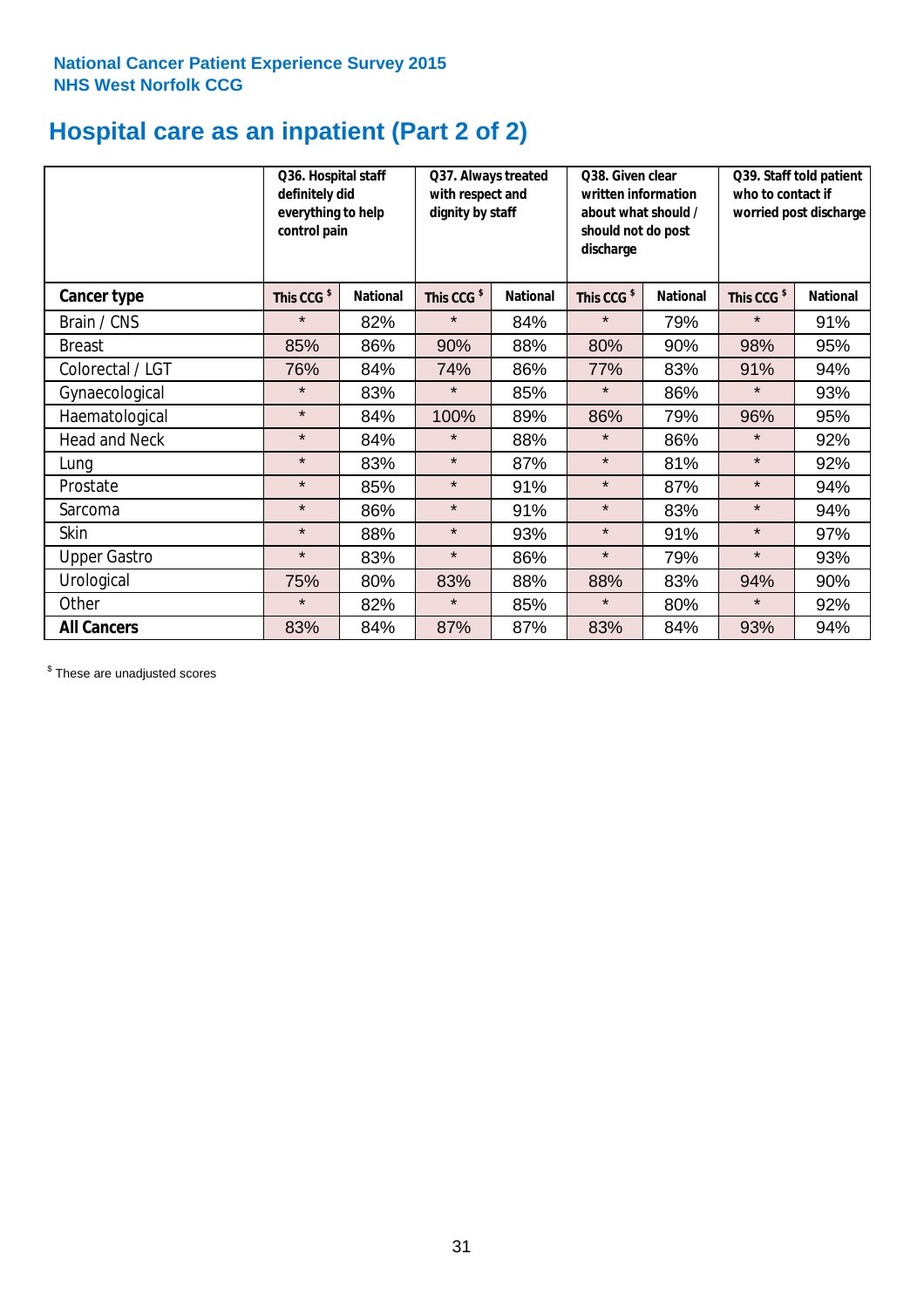**National Cancer Patient Experience Survey 2015**
**NHS West Norfolk CCG**

# Hospital care as an inpatient (Part 2 of 2)

| | Q36. Hospital staff definitely did everything to help control pain | | Q37. Always treated with respect and dignity by staff | | Q38. Given clear written information about what should / should not do post discharge | | Q39. Staff told patient who to contact if worried post discharge | |
|---|---|---|---|---|---|---|---|---|
| **Cancer type** | **This CCG $** | **National** | **This CCG $** | **National** | **This CCG $** | **National** | **This CCG $** | **National** |
| Brain / CNS | * | 82% | * | 84% | * | 79% | * | 91% |
| Breast | 85% | 86% | 90% | 88% | 80% | 90% | 98% | 95% |
| Colorectal / LGT | 76% | 84% | 74% | 86% | 77% | 83% | 91% | 94% |
| Gynaecological | * | 83% | * | 85% | * | 86% | * | 93% |
| Haematological | * | 84% | 100% | 89% | 86% | 79% | 96% | 95% |
| Head and Neck | * | 84% | * | 88% | * | 86% | * | 92% |
| Lung | * | 83% | * | 87% | * | 81% | * | 92% |
| Prostate | * | 85% | * | 91% | * | 87% | * | 94% |
| Sarcoma | * | 86% | * | 91% | * | 83% | * | 94% |
| Skin | * | 88% | * | 93% | * | 91% | * | 97% |
| Upper Gastro | * | 83% | * | 86% | * | 79% | * | 93% |
| Urological | 75% | 80% | 83% | 88% | 88% | 83% | 94% | 90% |
| Other | * | 82% | * | 85% | * | 80% | * | 92% |
| **All Cancers** | 83% | 84% | 87% | 87% | 83% | 84% | 93% | 94% |

$ These are unadjusted scores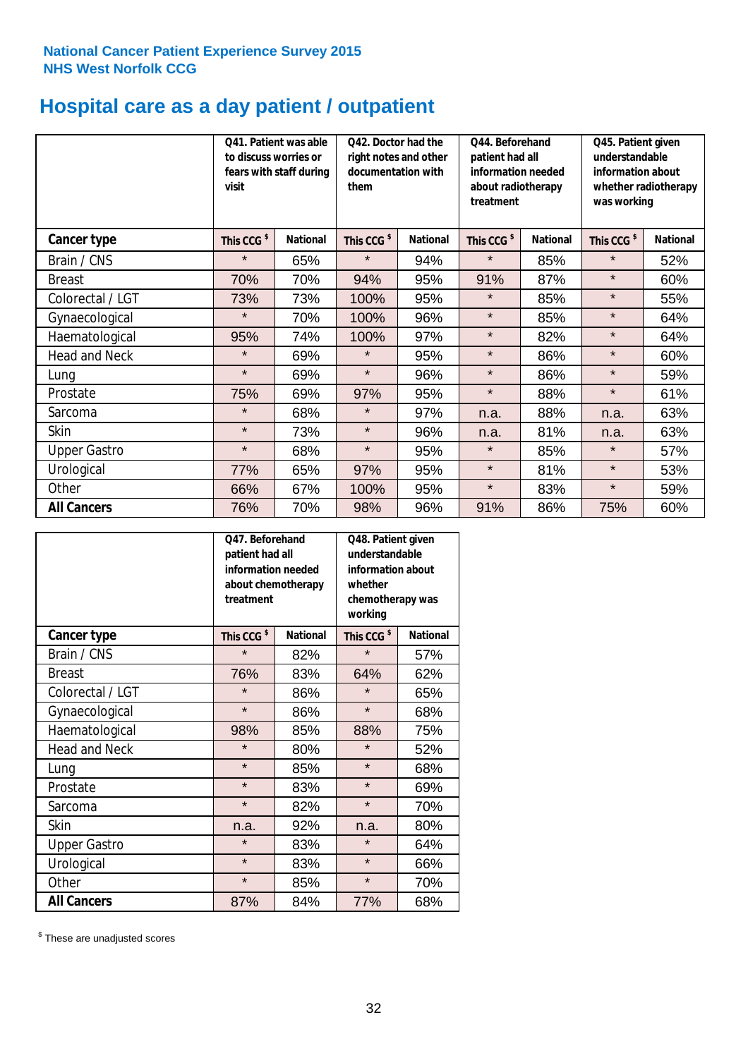National Cancer Patient Experience Survey 2015
NHS West Norfolk CCG

# Hospital care as a day patient / outpatient

| | Q41. Patient was able to discuss worries or fears with staff during visit | | Q42. Doctor had the right notes and other documentation with them | | Q44. Beforehand patient had all information needed about radiotherapy treatment | | Q45. Patient given understandable information about whether radiotherapy was working | |
|---|---|---|---|---|---|---|---|---|
| **Cancer type** | **This CCG $** | **National** | **This CCG $** | **National** | **This CCG $** | **National** | **This CCG $** | **National** |
| Brain / CNS | * | 65% | * | 94% | * | 85% | * | 52% |
| Breast | 70% | 70% | 94% | 95% | 91% | 87% | * | 60% |
| Colorectal / LGT | 73% | 73% | 100% | 95% | * | 85% | * | 55% |
| Gynaecological | * | 70% | 100% | 96% | * | 85% | * | 64% |
| Haematological | 95% | 74% | 100% | 97% | * | 82% | * | 64% |
| Head and Neck | * | 69% | * | 95% | * | 86% | * | 60% |
| Lung | * | 69% | * | 96% | * | 86% | * | 59% |
| Prostate | 75% | 69% | 97% | 95% | * | 88% | * | 61% |
| Sarcoma | * | 68% | * | 97% | n.a. | 88% | n.a. | 63% |
| Skin | * | 73% | * | 96% | n.a. | 81% | n.a. | 63% |
| Upper Gastro | * | 68% | * | 95% | * | 85% | * | 57% |
| Urological | 77% | 65% | 97% | 95% | * | 81% | * | 53% |
| Other | 66% | 67% | 100% | 95% | * | 83% | * | 59% |
| **All Cancers** | 76% | 70% | 98% | 96% | 91% | 86% | 75% | 60% |

| | Q47. Beforehand patient had all information needed about chemotherapy treatment | | Q48. Patient given understandable information about whether chemotherapy was working | |
|---|---|---|---|---|
| **Cancer type** | **This CCG $** | **National** | **This CCG $** | **National** |
| Brain / CNS | * | 82% | * | 57% |
| Breast | 76% | 83% | 64% | 62% |
| Colorectal / LGT | * | 86% | * | 65% |
| Gynaecological | * | 86% | * | 68% |
| Haematological | 98% | 85% | 88% | 75% |
| Head and Neck | * | 80% | * | 52% |
| Lung | * | 85% | * | 68% |
| Prostate | * | 83% | * | 69% |
| Sarcoma | * | 82% | * | 70% |
| Skin | n.a. | 92% | n.a. | 80% |
| Upper Gastro | * | 83% | * | 64% |
| Urological | * | 83% | * | 66% |
| Other | * | 85% | * | 70% |
| **All Cancers** | 87% | 84% | 77% | 68% |

$ These are unadjusted scores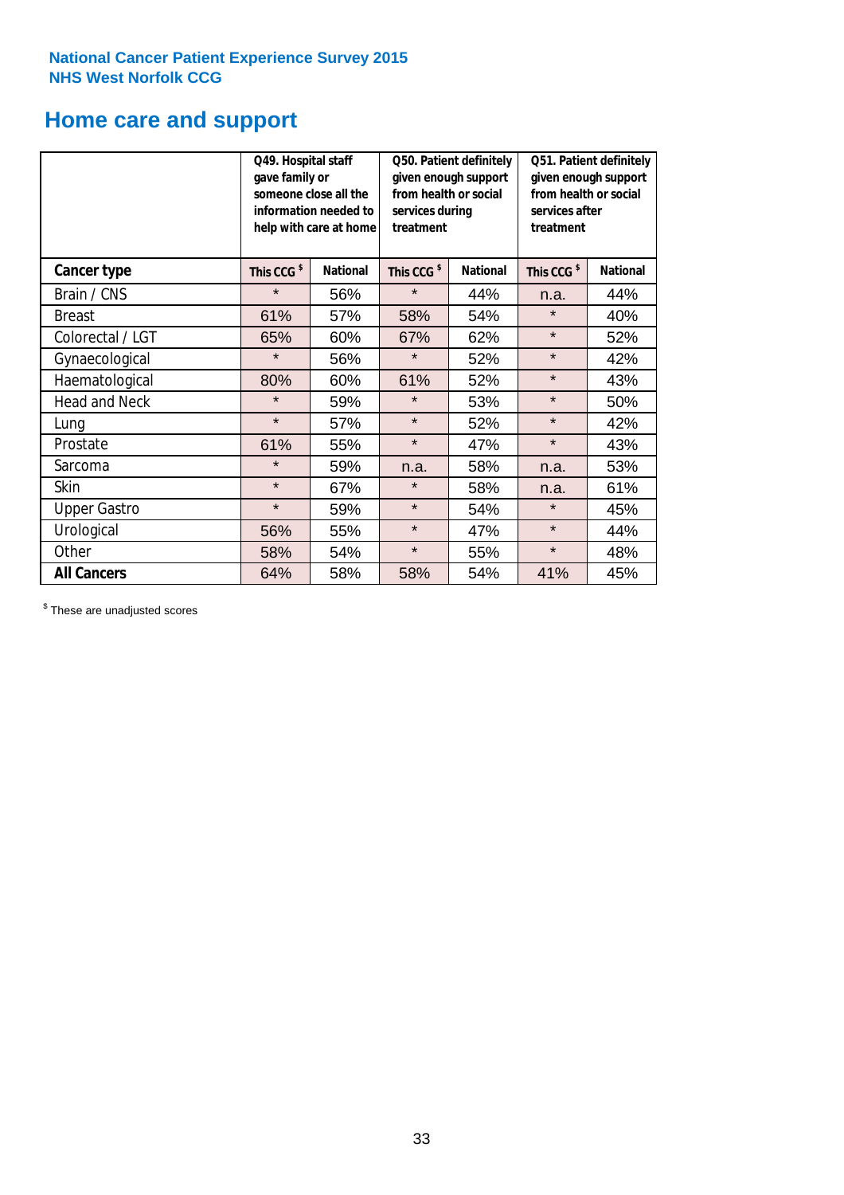**National Cancer Patient Experience Survey 2015**
**NHS West Norfolk CCG**

# Home care and support

| | Q49. Hospital staff gave family or someone close all the information needed to help with care at home | | Q50. Patient definitely given enough support from health or social services during treatment | | Q51. Patient definitely given enough support from health or social services after treatment | |
|---|---|---|---|---|---|---|
| **Cancer type** | **This CCG $** | **National** | **This CCG $** | **National** | **This CCG $** | **National** |
| Brain / CNS | * | 56% | * | 44% | n.a. | 44% |
| Breast | 61% | 57% | 58% | 54% | * | 40% |
| Colorectal / LGT | 65% | 60% | 67% | 62% | * | 52% |
| Gynaecological | * | 56% | * | 52% | * | 42% |
| Haematological | 80% | 60% | 61% | 52% | * | 43% |
| Head and Neck | * | 59% | * | 53% | * | 50% |
| Lung | * | 57% | * | 52% | * | 42% |
| Prostate | 61% | 55% | * | 47% | * | 43% |
| Sarcoma | * | 59% | n.a. | 58% | n.a. | 53% |
| Skin | * | 67% | * | 58% | n.a. | 61% |
| Upper Gastro | * | 59% | * | 54% | * | 45% |
| Urological | 56% | 55% | * | 47% | * | 44% |
| Other | 58% | 54% | * | 55% | * | 48% |
| **All Cancers** | 64% | 58% | 58% | 54% | 41% | 45% |

$ These are unadjusted scores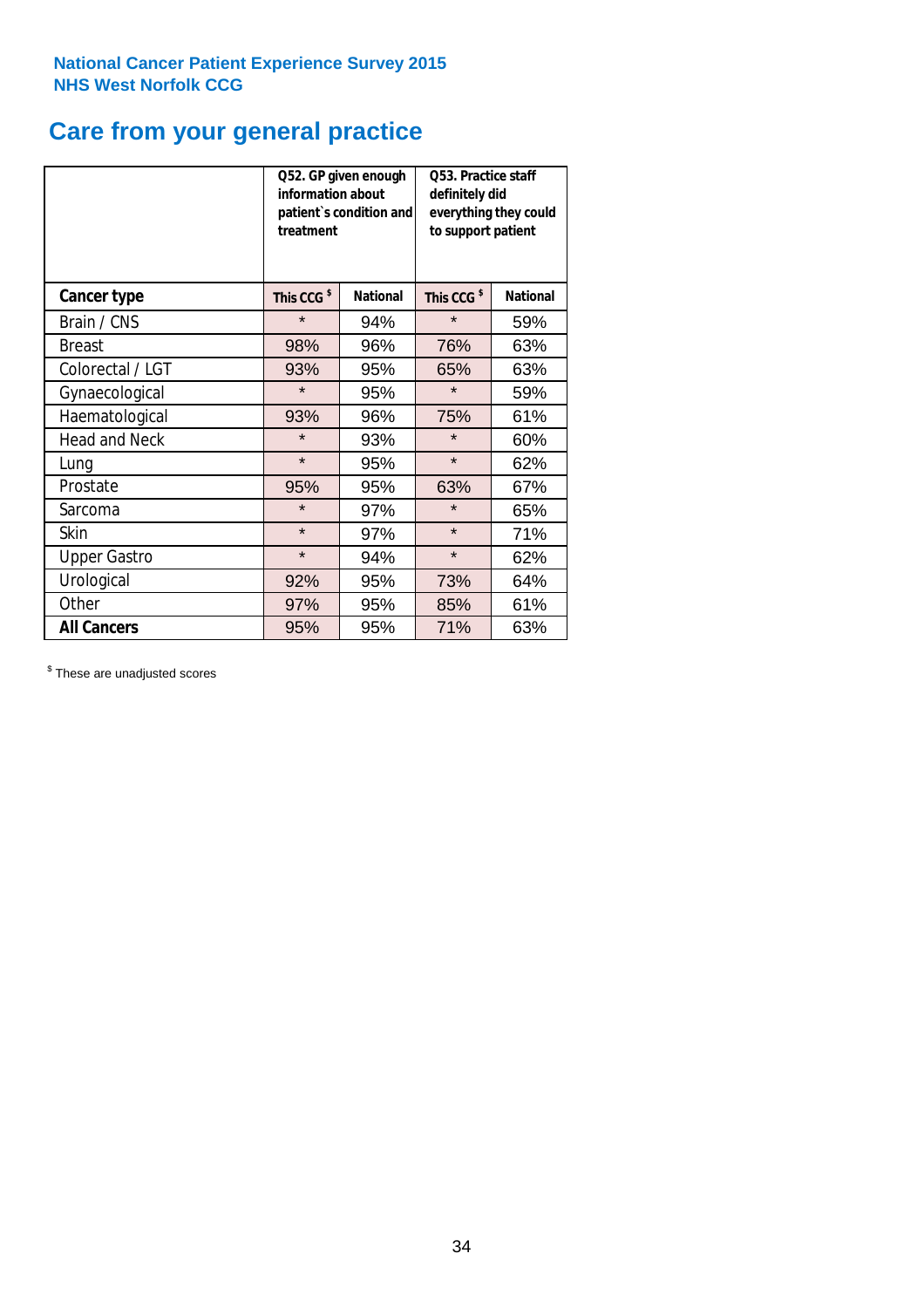National Cancer Patient Experience Survey 2015
NHS West Norfolk CCG

## Care from your general practice

| | Q52. GP given enough information about patient`s condition and treatment | | Q53. Practice staff definitely did everything they could to support patient | |
|---|---|---|---|---|
| **Cancer type** | **This CCG $** | **National** | **This CCG $** | **National** |
| Brain / CNS | * | 94% | * | 59% |
| Breast | 98% | 96% | 76% | 63% |
| Colorectal / LGT | 93% | 95% | 65% | 63% |
| Gynaecological | * | 95% | * | 59% |
| Haematological | 93% | 96% | 75% | 61% |
| Head and Neck | * | 93% | * | 60% |
| Lung | * | 95% | * | 62% |
| Prostate | 95% | 95% | 63% | 67% |
| Sarcoma | * | 97% | * | 65% |
| Skin | * | 97% | * | 71% |
| Upper Gastro | * | 94% | * | 62% |
| Urological | 92% | 95% | 73% | 64% |
| Other | 97% | 95% | 85% | 61% |
| **All Cancers** | 95% | 95% | 71% | 63% |

$ These are unadjusted scores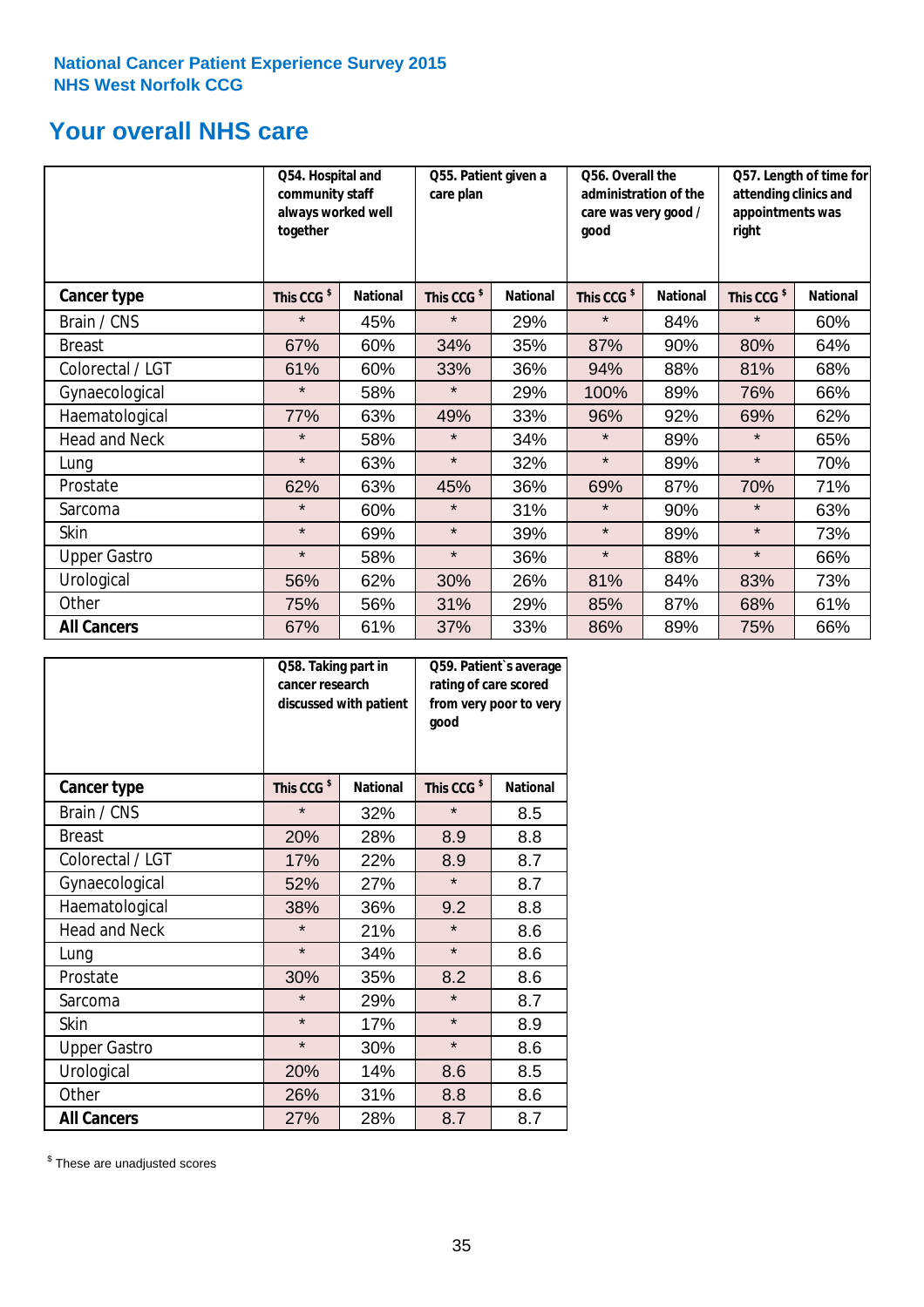National Cancer Patient Experience Survey 2015
NHS West Norfolk CCG

# Your overall NHS care

| | Q54. Hospital and community staff always worked well together | | Q55. Patient given a care plan | | Q56. Overall the administration of the care was very good / good | | Q57. Length of time for attending clinics and appointments was right | |
|---|---|---|---|---|---|---|---|---|
| **Cancer type** | This CCG $ | National | This CCG $ | National | This CCG $ | National | This CCG $ | National |
| Brain / CNS | * | 45% | * | 29% | * | 84% | * | 60% |
| Breast | 67% | 60% | 34% | 35% | 87% | 90% | 80% | 64% |
| Colorectal / LGT | 61% | 60% | 33% | 36% | 94% | 88% | 81% | 68% |
| Gynaecological | * | 58% | * | 29% | 100% | 89% | 76% | 66% |
| Haematological | 77% | 63% | 49% | 33% | 96% | 92% | 69% | 62% |
| Head and Neck | * | 58% | * | 34% | * | 89% | * | 65% |
| Lung | * | 63% | * | 32% | * | 89% | * | 70% |
| Prostate | 62% | 63% | 45% | 36% | 69% | 87% | 70% | 71% |
| Sarcoma | * | 60% | * | 31% | * | 90% | * | 63% |
| Skin | * | 69% | * | 39% | * | 89% | * | 73% |
| Upper Gastro | * | 58% | * | 36% | * | 88% | * | 66% |
| Urological | 56% | 62% | 30% | 26% | 81% | 84% | 83% | 73% |
| Other | 75% | 56% | 31% | 29% | 85% | 87% | 68% | 61% |
| **All Cancers** | 67% | 61% | 37% | 33% | 86% | 89% | 75% | 66% |

| | Q58. Taking part in cancer research discussed with patient | | Q59. Patient's average rating of care scored from very poor to very good | |
|---|---|---|---|---|
| **Cancer type** | This CCG $ | National | This CCG $ | National |
| Brain / CNS | * | 32% | * | 8.5 |
| Breast | 20% | 28% | 8.9 | 8.8 |
| Colorectal / LGT | 17% | 22% | 8.9 | 8.7 |
| Gynaecological | 52% | 27% | * | 8.7 |
| Haematological | 38% | 36% | 9.2 | 8.8 |
| Head and Neck | * | 21% | * | 8.6 |
| Lung | * | 34% | * | 8.6 |
| Prostate | 30% | 35% | 8.2 | 8.6 |
| Sarcoma | * | 29% | * | 8.7 |
| Skin | * | 17% | * | 8.9 |
| Upper Gastro | * | 30% | * | 8.6 |
| Urological | 20% | 14% | 8.6 | 8.5 |
| Other | 26% | 31% | 8.8 | 8.6 |
| **All Cancers** | 27% | 28% | 8.7 | 8.7 |

$ These are unadjusted scores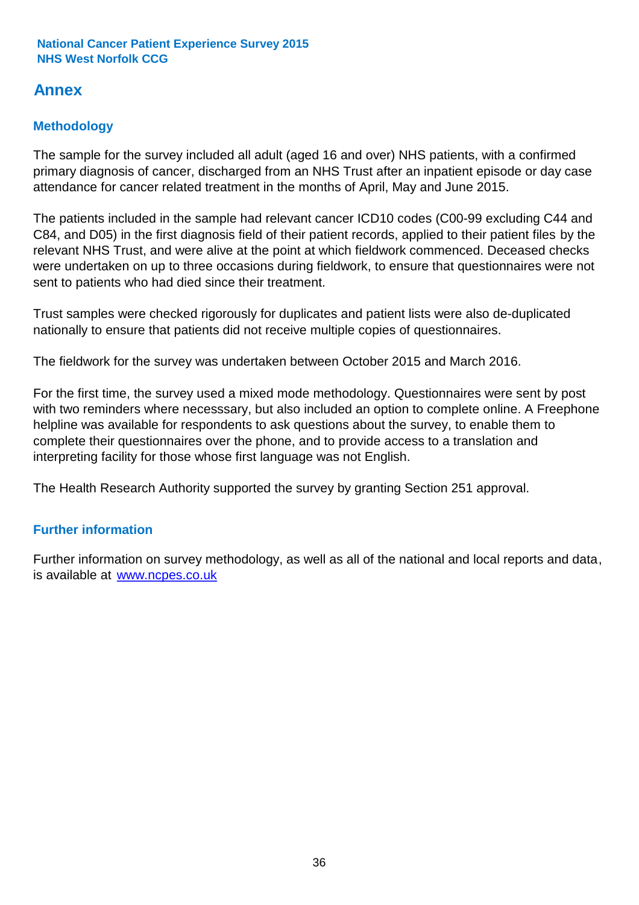## Annex

### Methodology

The sample for the survey included all adult (aged 16 and over) NHS patients, with a confirmed primary diagnosis of cancer, discharged from an NHS Trust after an inpatient episode or day case attendance for cancer related treatment in the months of April, May and June 2015.

The patients included in the sample had relevant cancer ICD10 codes (C00-99 excluding C44 and C84, and D05) in the first diagnosis field of their patient records, applied to their patient files by the relevant NHS Trust, and were alive at the point at which fieldwork commenced. Deceased checks were undertaken on up to three occasions during fieldwork, to ensure that questionnaires were not sent to patients who had died since their treatment.

Trust samples were checked rigorously for duplicates and patient lists were also de-duplicated nationally to ensure that patients did not receive multiple copies of questionnaires.

The fieldwork for the survey was undertaken between October 2015 and March 2016.

For the first time, the survey used a mixed mode methodology. Questionnaires were sent by post with two reminders where necesssary, but also included an option to complete online. A Freephone helpline was available for respondents to ask questions about the survey, to enable them to complete their questionnaires over the phone, and to provide access to a translation and interpreting facility for those whose first language was not English.

The Health Research Authority supported the survey by granting Section 251 approval.

### Further information

Further information on survey methodology, as well as all of the national and local reports and data, is available at [www.ncpes.co.uk](www.ncpes.co.uk)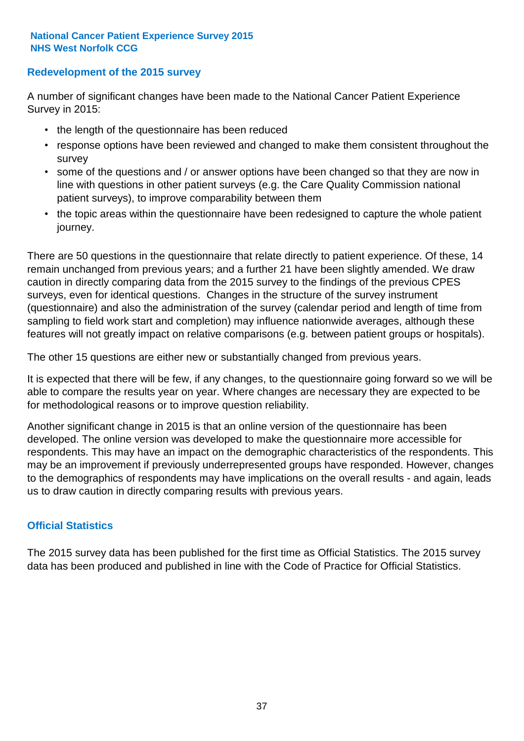## Redevelopment of the 2015 survey

A number of significant changes have been made to the National Cancer Patient Experience Survey in 2015:

- the length of the questionnaire has been reduced
- response options have been reviewed and changed to make them consistent throughout the survey
- some of the questions and / or answer options have been changed so that they are now in line with questions in other patient surveys (e.g. the Care Quality Commission national patient surveys), to improve comparability between them
- the topic areas within the questionnaire have been redesigned to capture the whole patient journey.

There are 50 questions in the questionnaire that relate directly to patient experience. Of these, 14 remain unchanged from previous years; and a further 21 have been slightly amended. We draw caution in directly comparing data from the 2015 survey to the findings of the previous CPES surveys, even for identical questions. Changes in the structure of the survey instrument (questionnaire) and also the administration of the survey (calendar period and length of time from sampling to field work start and completion) may influence nationwide averages, although these features will not greatly impact on relative comparisons (e.g. between patient groups or hospitals).

The other 15 questions are either new or substantially changed from previous years.

It is expected that there will be few, if any changes, to the questionnaire going forward so we will be able to compare the results year on year. Where changes are necessary they are expected to be for methodological reasons or to improve question reliability.

Another significant change in 2015 is that an online version of the questionnaire has been developed. The online version was developed to make the questionnaire more accessible for respondents. This may have an impact on the demographic characteristics of the respondents. This may be an improvement if previously underrepresented groups have responded. However, changes to the demographics of respondents may have implications on the overall results - and again, leads us to draw caution in directly comparing results with previous years.

## Official Statistics

The 2015 survey data has been published for the first time as Official Statistics. The 2015 survey data has been produced and published in line with the Code of Practice for Official Statistics.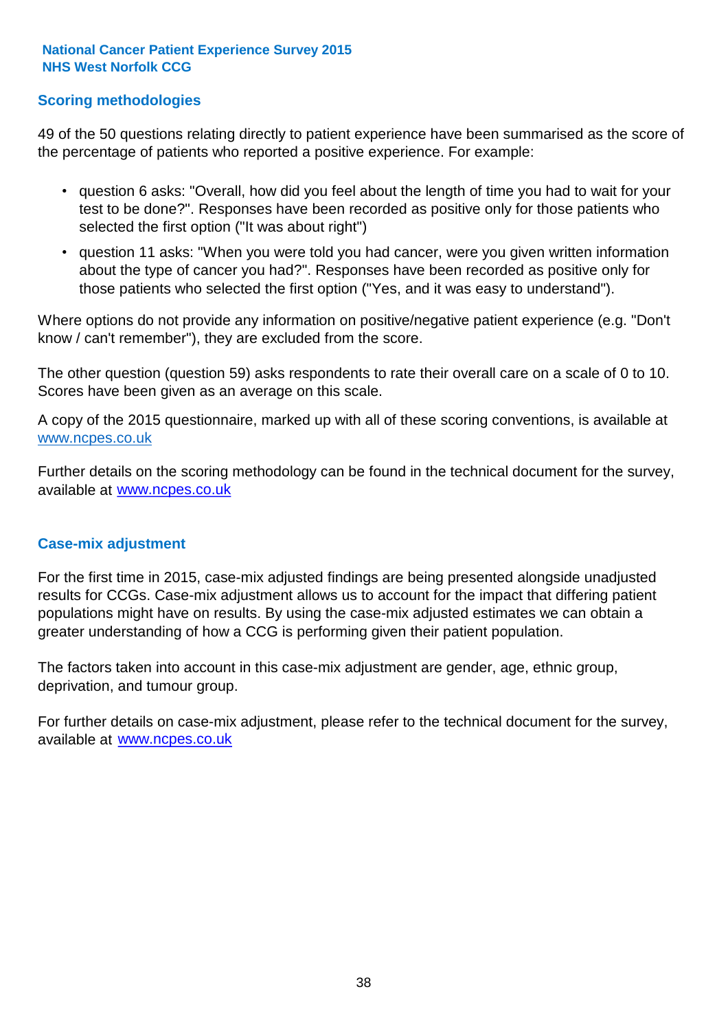## Scoring methodologies

49 of the 50 questions relating directly to patient experience have been summarised as the score of the percentage of patients who reported a positive experience. For example:

- question 6 asks: "Overall, how did you feel about the length of time you had to wait for your test to be done?". Responses have been recorded as positive only for those patients who selected the first option ("It was about right")
- question 11 asks: "When you were told you had cancer, were you given written information about the type of cancer you had?". Responses have been recorded as positive only for those patients who selected the first option ("Yes, and it was easy to understand").

Where options do not provide any information on positive/negative patient experience (e.g. "Don't know / can't remember"), they are excluded from the score.

The other question (question 59) asks respondents to rate their overall care on a scale of 0 to 10. Scores have been given as an average on this scale.

A copy of the 2015 questionnaire, marked up with all of these scoring conventions, is available at www.ncpes.co.uk

Further details on the scoring methodology can be found in the technical document for the survey, available at www.ncpes.co.uk

## Case-mix adjustment

For the first time in 2015, case-mix adjusted findings are being presented alongside unadjusted results for CCGs. Case-mix adjustment allows us to account for the impact that differing patient populations might have on results. By using the case-mix adjusted estimates we can obtain a greater understanding of how a CCG is performing given their patient population.

The factors taken into account in this case-mix adjustment are gender, age, ethnic group, deprivation, and tumour group.

For further details on case-mix adjustment, please refer to the technical document for the survey, available at www.ncpes.co.uk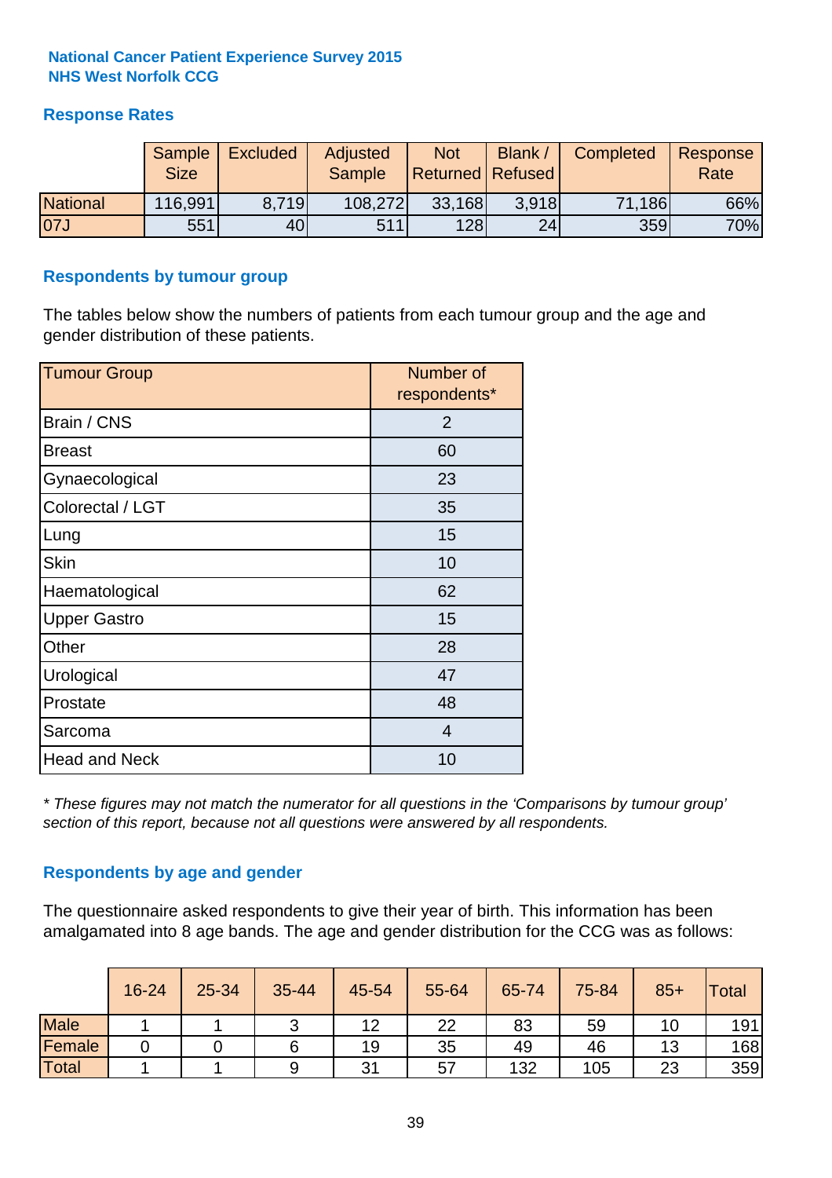**National Cancer Patient Experience Survey 2015**
**NHS West Norfolk CCG**

## Response Rates

| | Sample Size | Excluded | Adjusted Sample | Not Returned | Blank / Refused | Completed | Response Rate |
|---|---|---|---|---|---|---|---|
| National | 116,991 | 8,719 | 108,272 | 33,168 | 3,918 | 71,186 | 66% |
| 07J | 551 | 40 | 511 | 128 | 24 | 359 | 70% |

## Respondents by tumour group

The tables below show the numbers of patients from each tumour group and the age and gender distribution of these patients.

| Tumour Group | Number of respondents* |
|---|---|
| Brain / CNS | 2 |
| Breast | 60 |
| Gynaecological | 23 |
| Colorectal / LGT | 35 |
| Lung | 15 |
| Skin | 10 |
| Haematological | 62 |
| Upper Gastro | 15 |
| Other | 28 |
| Urological | 47 |
| Prostate | 48 |
| Sarcoma | 4 |
| Head and Neck | 10 |

*\* These figures may not match the numerator for all questions in the 'Comparisons by tumour group' section of this report, because not all questions were answered by all respondents.*

## Respondents by age and gender

The questionnaire asked respondents to give their year of birth. This information has been amalgamated into 8 age bands. The age and gender distribution for the CCG was as follows:

| | 16-24 | 25-34 | 35-44 | 45-54 | 55-64 | 65-74 | 75-84 | 85+ | Total |
|---|---|---|---|---|---|---|---|---|---|
| Male | 1 | 1 | 3 | 12 | 22 | 83 | 59 | 10 | 191 |
| Female | 0 | 0 | 6 | 19 | 35 | 49 | 46 | 13 | 168 |
| Total | 1 | 1 | 9 | 31 | 57 | 132 | 105 | 23 | 359 |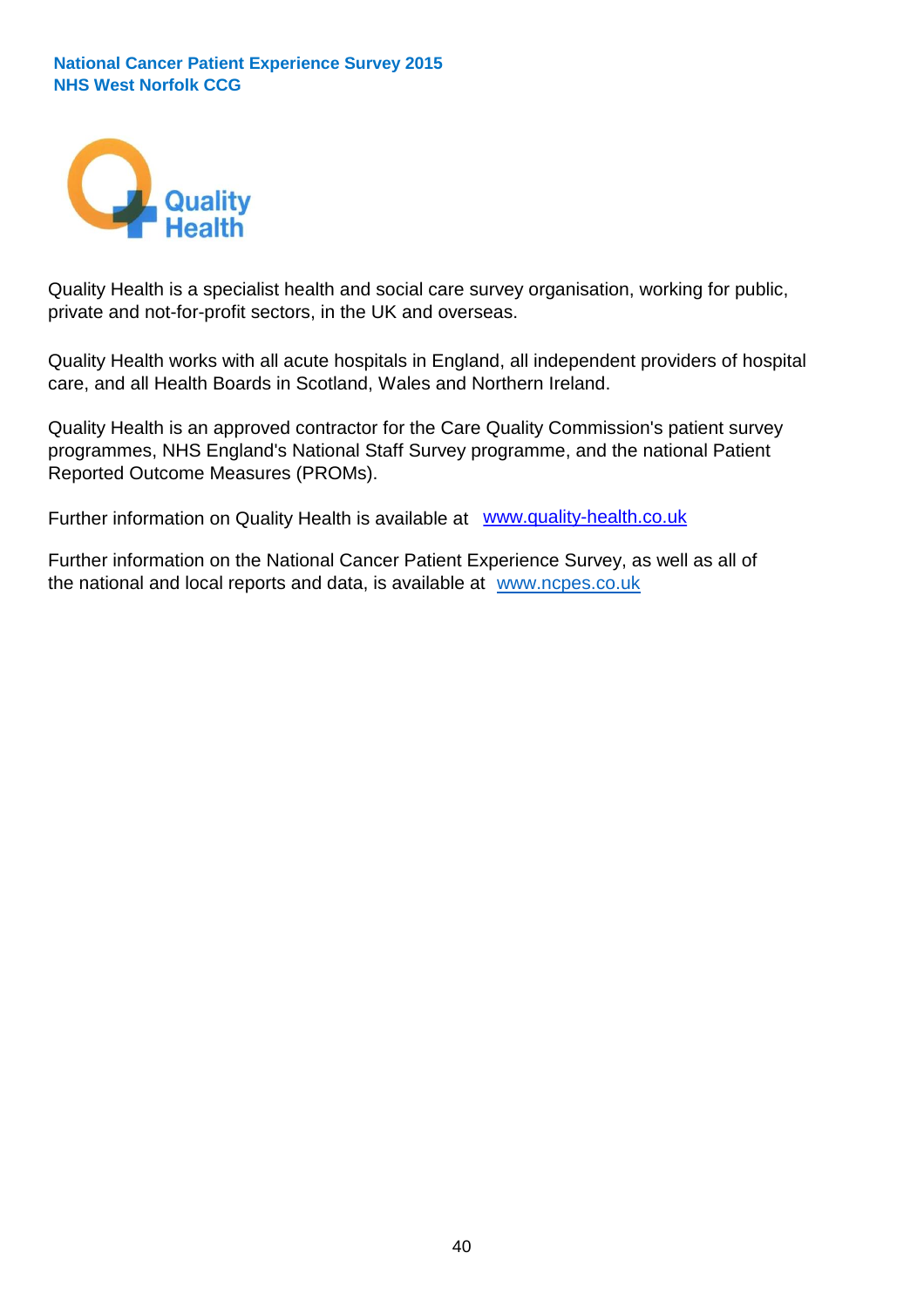Quality Health

Quality Health is a specialist health and social care survey organisation, working for public, private and not-for-profit sectors, in the UK and overseas.

Quality Health works with all acute hospitals in England, all independent providers of hospital care, and all Health Boards in Scotland, Wales and Northern Ireland.

Quality Health is an approved contractor for the Care Quality Commission's patient survey programmes, NHS England's National Staff Survey programme, and the national Patient Reported Outcome Measures (PROMs).

Further information on Quality Health is available at [www.quality-health.co.uk](http://www.quality-health.co.uk)

Further information on the National Cancer Patient Experience Survey, as well as all of the national and local reports and data, is available at [www.ncpes.co.uk](http://www.ncpes.co.uk)